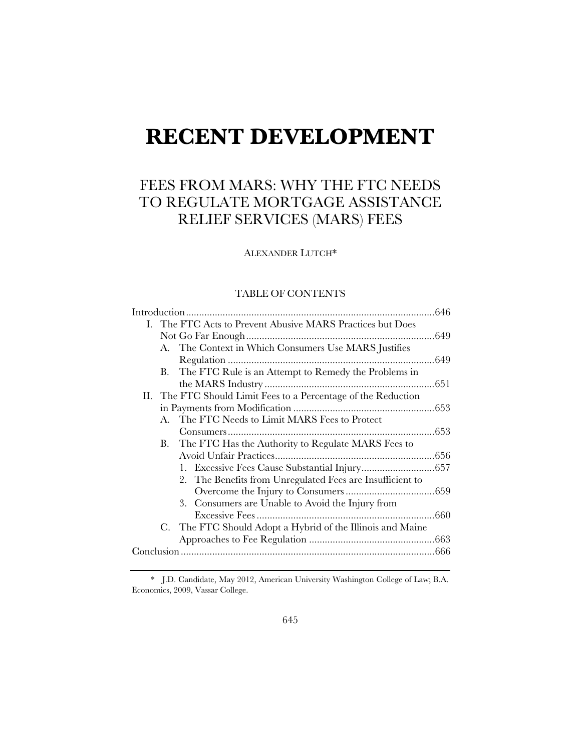# RECENT DEVELOPMENT

## FEES FROM MARS: WHY THE FTC NEEDS TO REGULATE MORTGAGE ASSISTANCE RELIEF SERVICES (MARS) FEES

ALEXANDER LUTCH*

TABLE OF CONTENTS

Introduction ..... 646
- I. The FTC Acts to Prevent Abusive MARS Practices but Does Not Go Far Enough ..... 649
  - A. The Context in Which Consumers Use MARS Justifies Regulation ..... 649
  - B. The FTC Rule is an Attempt to Remedy the Problems in the MARS Industry ..... 651
- II. The FTC Should Limit Fees to a Percentage of the Reduction in Payments from Modification ..... 653
  - A. The FTC Needs to Limit MARS Fees to Protect Consumers ..... 653
  - B. The FTC Has the Authority to Regulate MARS Fees to Avoid Unfair Practices ..... 656
    1. Excessive Fees Cause Substantial Injury ..... 657
    2. The Benefits from Unregulated Fees are Insufficient to Overcome the Injury to Consumers ..... 659
    3. Consumers are Unable to Avoid the Injury from Excessive Fees ..... 660
  - C. The FTC Should Adopt a Hybrid of the Illinois and Maine Approaches to Fee Regulation ..... 663

Conclusion ..... 666

---

\* J.D. Candidate, May 2012, American University Washington College of Law; B.A. Economics, 2009, Vassar College.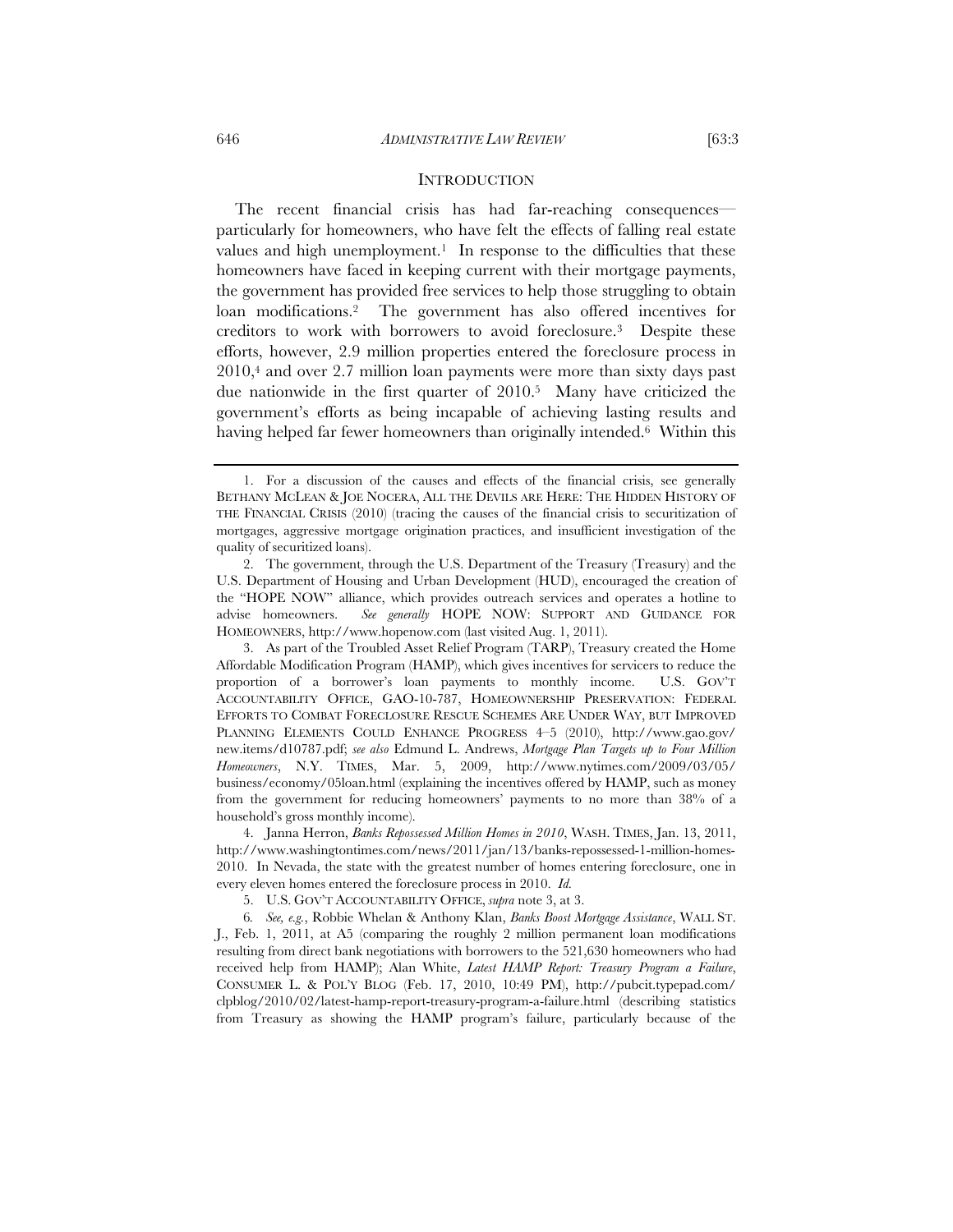## INTRODUCTION

The recent financial crisis has had far-reaching consequences—particularly for homeowners, who have felt the effects of falling real estate values and high unemployment.[1] In response to the difficulties that these homeowners have faced in keeping current with their mortgage payments, the government has provided free services to help those struggling to obtain loan modifications.[2] The government has also offered incentives for creditors to work with borrowers to avoid foreclosure.[3] Despite these efforts, however, 2.9 million properties entered the foreclosure process in 2010,[4] and over 2.7 million loan payments were more than sixty days past due nationwide in the first quarter of 2010.[5] Many have criticized the government's efforts as being incapable of achieving lasting results and having helped far fewer homeowners than originally intended.[6] Within this

---

1. For a discussion of the causes and effects of the financial crisis, see generally BETHANY MCLEAN & JOE NOCERA, ALL THE DEVILS ARE HERE: THE HIDDEN HISTORY OF THE FINANCIAL CRISIS (2010) (tracing the causes of the financial crisis to securitization of mortgages, aggressive mortgage origination practices, and insufficient investigation of the quality of securitized loans).

2. The government, through the U.S. Department of the Treasury (Treasury) and the U.S. Department of Housing and Urban Development (HUD), encouraged the creation of the "HOPE NOW" alliance, which provides outreach services and operates a hotline to advise homeowners. *See generally* HOPE NOW: SUPPORT AND GUIDANCE FOR HOMEOWNERS, http://www.hopenow.com (last visited Aug. 1, 2011).

3. As part of the Troubled Asset Relief Program (TARP), Treasury created the Home Affordable Modification Program (HAMP), which gives incentives for servicers to reduce the proportion of a borrower's loan payments to monthly income. U.S. GOV'T ACCOUNTABILITY OFFICE, GAO-10-787, HOMEOWNERSHIP PRESERVATION: FEDERAL EFFORTS TO COMBAT FORECLOSURE RESCUE SCHEMES ARE UNDER WAY, BUT IMPROVED PLANNING ELEMENTS COULD ENHANCE PROGRESS 4–5 (2010), http://www.gao.gov/new.items/d10787.pdf; *see also* Edmund L. Andrews, *Mortgage Plan Targets up to Four Million Homeowners*, N.Y. TIMES, Mar. 5, 2009, http://www.nytimes.com/2009/03/05/business/economy/05loan.html (explaining the incentives offered by HAMP, such as money from the government for reducing homeowners' payments to no more than 38% of a household's gross monthly income).

4. Janna Herron, *Banks Repossessed Million Homes in 2010*, WASH. TIMES, Jan. 13, 2011, http://www.washingtontimes.com/news/2011/jan/13/banks-repossessed-1-million-homes-2010. In Nevada, the state with the greatest number of homes entering foreclosure, one in every eleven homes entered the foreclosure process in 2010. *Id.*

5. U.S. GOV'T ACCOUNTABILITY OFFICE, *supra* note 3, at 3.

6. *See, e.g.*, Robbie Whelan & Anthony Klan, *Banks Boost Mortgage Assistance*, WALL ST. J., Feb. 1, 2011, at A5 (comparing the roughly 2 million permanent loan modifications resulting from direct bank negotiations with borrowers to the 521,630 homeowners who had received help from HAMP); Alan White, *Latest HAMP Report: Treasury Program a Failure*, CONSUMER L. & POL'Y BLOG (Feb. 17, 2010, 10:49 PM), http://pubcit.typepad.com/clpblog/2010/02/latest-hamp-report-treasury-program-a-failure.html (describing statistics from Treasury as showing the HAMP program's failure, particularly because of the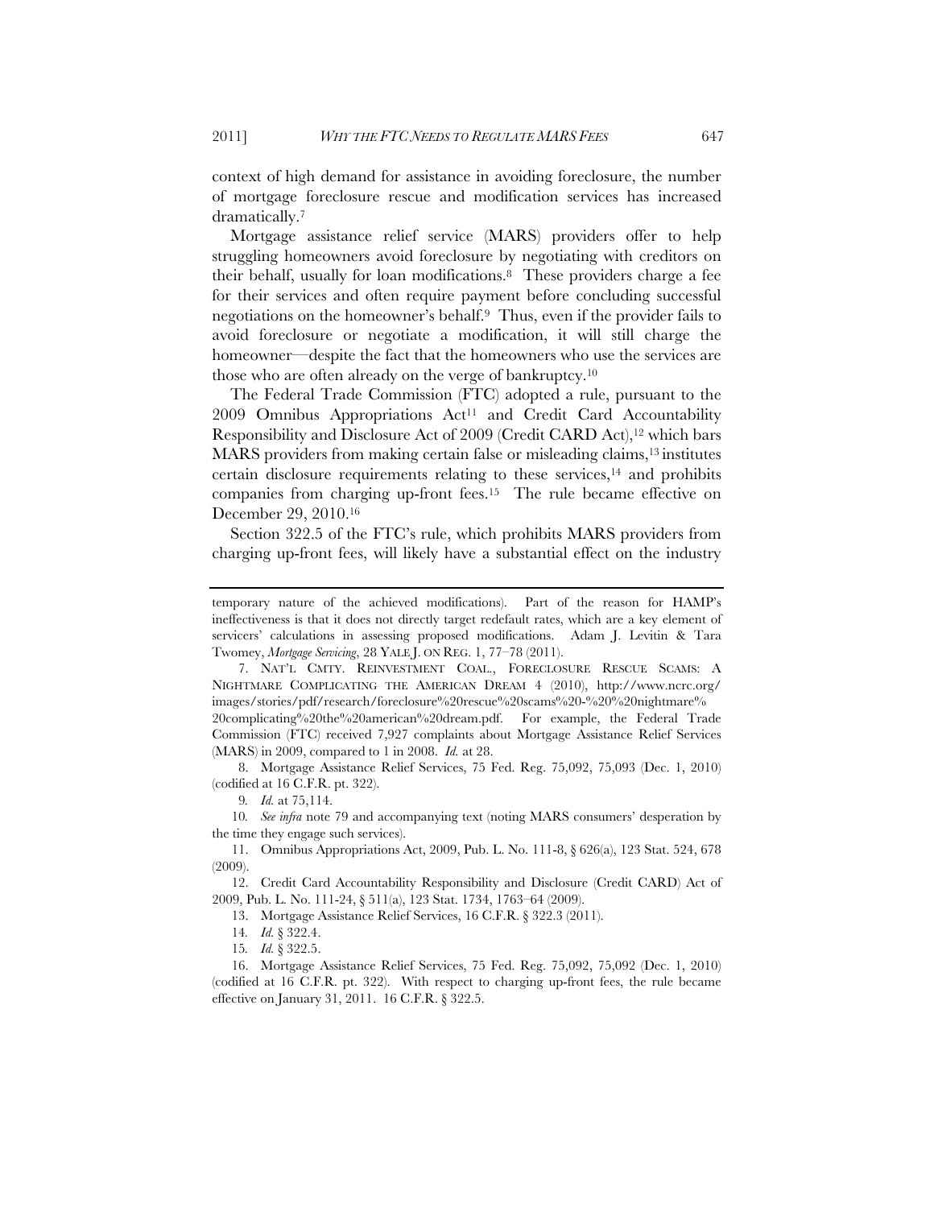context of high demand for assistance in avoiding foreclosure, the number of mortgage foreclosure rescue and modification services has increased dramatically.[7]

Mortgage assistance relief service (MARS) providers offer to help struggling homeowners avoid foreclosure by negotiating with creditors on their behalf, usually for loan modifications.[8] These providers charge a fee for their services and often require payment before concluding successful negotiations on the homeowner's behalf.[9] Thus, even if the provider fails to avoid foreclosure or negotiate a modification, it will still charge the homeowner—despite the fact that the homeowners who use the services are those who are often already on the verge of bankruptcy.[10]

The Federal Trade Commission (FTC) adopted a rule, pursuant to the 2009 Omnibus Appropriations Act[11] and Credit Card Accountability Responsibility and Disclosure Act of 2009 (Credit CARD Act),[12] which bars MARS providers from making certain false or misleading claims,[13] institutes certain disclosure requirements relating to these services,[14] and prohibits companies from charging up-front fees.[15] The rule became effective on December 29, 2010.[16]

Section 322.5 of the FTC's rule, which prohibits MARS providers from charging up-front fees, will likely have a substantial effect on the industry

---

temporary nature of the achieved modifications). Part of the reason for HAMP's ineffectiveness is that it does not directly target redefault rates, which are a key element of servicers' calculations in assessing proposed modifications. Adam J. Levitin & Tara Twomey, *Mortgage Servicing*, 28 YALE J. ON REG. 1, 77–78 (2011).

7. NAT'L CMTY. REINVESTMENT COAL., FORECLOSURE RESCUE SCAMS: A NIGHTMARE COMPLICATING THE AMERICAN DREAM 4 (2010), http://www.ncrc.org/images/stories/pdf/research/foreclosure%20rescue%20scams%20-%20%20nightmare%20complicating%20the%20american%20dream.pdf. For example, the Federal Trade Commission (FTC) received 7,927 complaints about Mortgage Assistance Relief Services (MARS) in 2009, compared to 1 in 2008. *Id.* at 28.

8. Mortgage Assistance Relief Services, 75 Fed. Reg. 75,092, 75,093 (Dec. 1, 2010) (codified at 16 C.F.R. pt. 322).

9. *Id.* at 75,114.

10. *See infra* note 79 and accompanying text (noting MARS consumers' desperation by the time they engage such services).

11. Omnibus Appropriations Act, 2009, Pub. L. No. 111-8, § 626(a), 123 Stat. 524, 678 (2009).

12. Credit Card Accountability Responsibility and Disclosure (Credit CARD) Act of 2009, Pub. L. No. 111-24, § 511(a), 123 Stat. 1734, 1763–64 (2009).

13. Mortgage Assistance Relief Services, 16 C.F.R. § 322.3 (2011).

14. *Id.* § 322.4.

15. *Id.* § 322.5.

16. Mortgage Assistance Relief Services, 75 Fed. Reg. 75,092, 75,092 (Dec. 1, 2010) (codified at 16 C.F.R. pt. 322). With respect to charging up-front fees, the rule became effective on January 31, 2011. 16 C.F.R. § 322.5.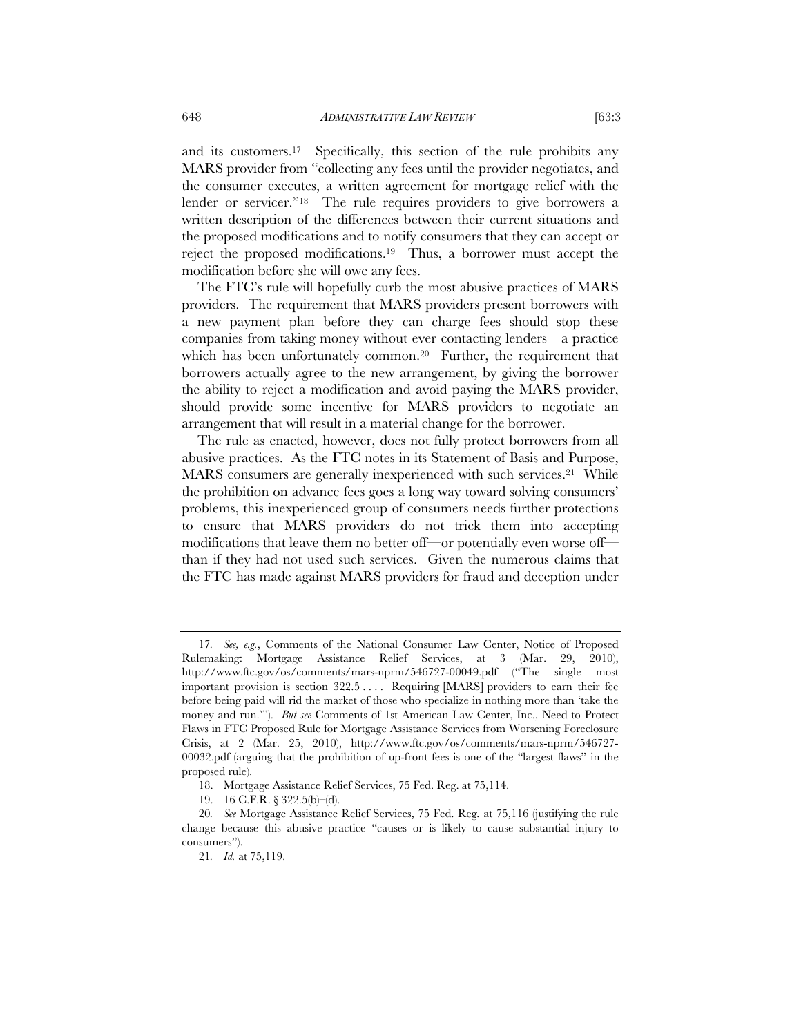and its customers.[17] Specifically, this section of the rule prohibits any MARS provider from "collecting any fees until the provider negotiates, and the consumer executes, a written agreement for mortgage relief with the lender or servicer."[18] The rule requires providers to give borrowers a written description of the differences between their current situations and the proposed modifications and to notify consumers that they can accept or reject the proposed modifications.[19] Thus, a borrower must accept the modification before she will owe any fees.

The FTC's rule will hopefully curb the most abusive practices of MARS providers. The requirement that MARS providers present borrowers with a new payment plan before they can charge fees should stop these companies from taking money without ever contacting lenders—a practice which has been unfortunately common.[20] Further, the requirement that borrowers actually agree to the new arrangement, by giving the borrower the ability to reject a modification and avoid paying the MARS provider, should provide some incentive for MARS providers to negotiate an arrangement that will result in a material change for the borrower.

The rule as enacted, however, does not fully protect borrowers from all abusive practices. As the FTC notes in its Statement of Basis and Purpose, MARS consumers are generally inexperienced with such services.[21] While the prohibition on advance fees goes a long way toward solving consumers' problems, this inexperienced group of consumers needs further protections to ensure that MARS providers do not trick them into accepting modifications that leave them no better off—or potentially even worse off—than if they had not used such services. Given the numerous claims that the FTC has made against MARS providers for fraud and deception under

---

17. *See, e.g.*, Comments of the National Consumer Law Center, Notice of Proposed Rulemaking: Mortgage Assistance Relief Services, at 3 (Mar. 29, 2010), http://www.ftc.gov/os/comments/mars-nprm/546727-00049.pdf ("The single most important provision is section 322.5 . . . . Requiring [MARS] providers to earn their fee before being paid will rid the market of those who specialize in nothing more than 'take the money and run.'"). *But see* Comments of 1st American Law Center, Inc., Need to Protect Flaws in FTC Proposed Rule for Mortgage Assistance Services from Worsening Foreclosure Crisis, at 2 (Mar. 25, 2010), http://www.ftc.gov/os/comments/mars-nprm/546727-00032.pdf (arguing that the prohibition of up-front fees is one of the "largest flaws" in the proposed rule).

18. Mortgage Assistance Relief Services, 75 Fed. Reg. at 75,114.

19. 16 C.F.R. § 322.5(b)–(d).

20. *See* Mortgage Assistance Relief Services, 75 Fed. Reg. at 75,116 (justifying the rule change because this abusive practice "causes or is likely to cause substantial injury to consumers").

21. *Id.* at 75,119.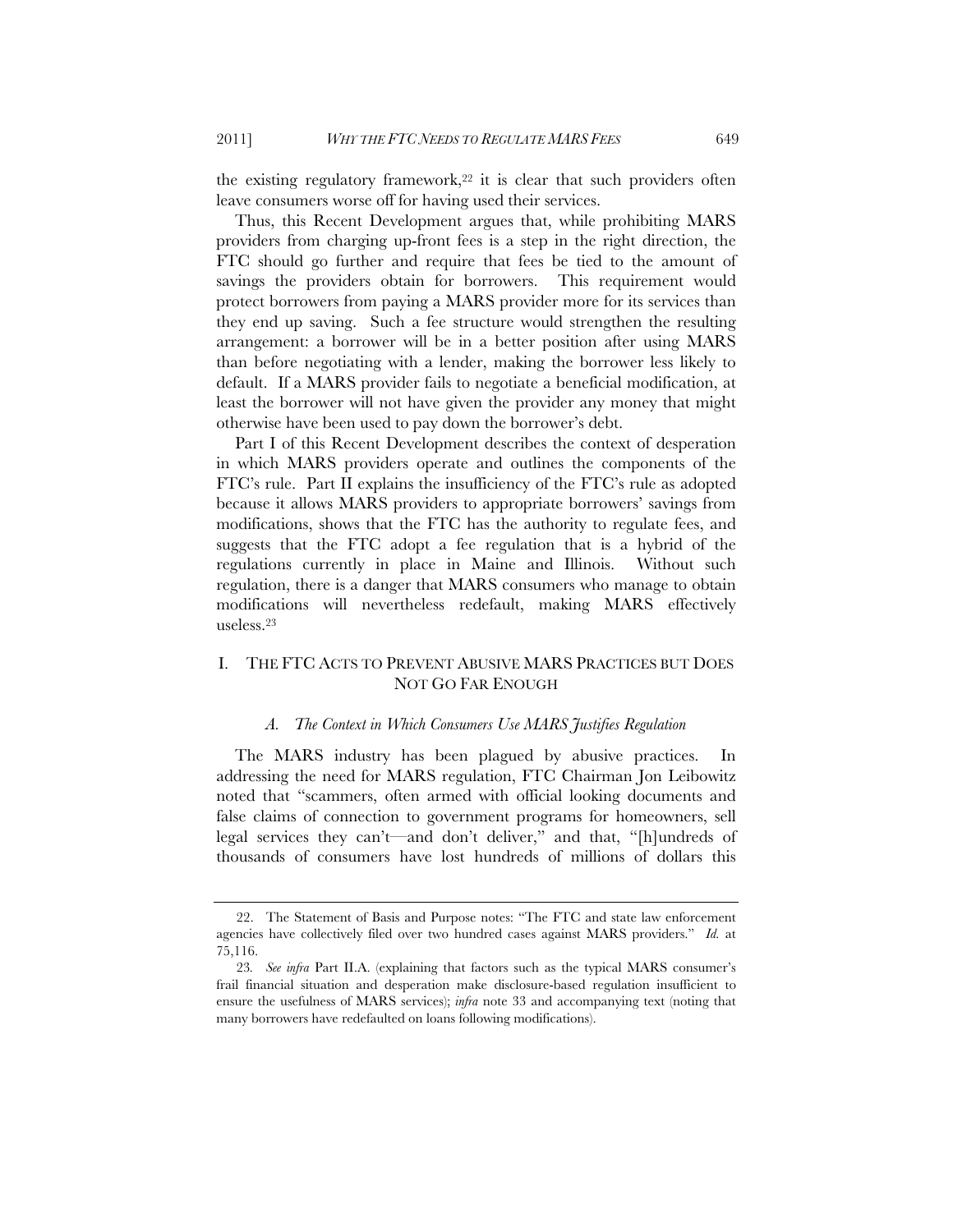the existing regulatory framework,[22] it is clear that such providers often leave consumers worse off for having used their services.

Thus, this Recent Development argues that, while prohibiting MARS providers from charging up-front fees is a step in the right direction, the FTC should go further and require that fees be tied to the amount of savings the providers obtain for borrowers. This requirement would protect borrowers from paying a MARS provider more for its services than they end up saving. Such a fee structure would strengthen the resulting arrangement: a borrower will be in a better position after using MARS than before negotiating with a lender, making the borrower less likely to default. If a MARS provider fails to negotiate a beneficial modification, at least the borrower will not have given the provider any money that might otherwise have been used to pay down the borrower's debt.

Part I of this Recent Development describes the context of desperation in which MARS providers operate and outlines the components of the FTC's rule. Part II explains the insufficiency of the FTC's rule as adopted because it allows MARS providers to appropriate borrowers' savings from modifications, shows that the FTC has the authority to regulate fees, and suggests that the FTC adopt a fee regulation that is a hybrid of the regulations currently in place in Maine and Illinois. Without such regulation, there is a danger that MARS consumers who manage to obtain modifications will nevertheless redefault, making MARS effectively useless.[23]

## I. THE FTC ACTS TO PREVENT ABUSIVE MARS PRACTICES BUT DOES NOT GO FAR ENOUGH

### *A. The Context in Which Consumers Use MARS Justifies Regulation*

The MARS industry has been plagued by abusive practices. In addressing the need for MARS regulation, FTC Chairman Jon Leibowitz noted that "scammers, often armed with official looking documents and false claims of connection to government programs for homeowners, sell legal services they can't—and don't deliver," and that, "[h]undreds of thousands of consumers have lost hundreds of millions of dollars this

---

22. The Statement of Basis and Purpose notes: "The FTC and state law enforcement agencies have collectively filed over two hundred cases against MARS providers." *Id.* at 75,116.

23. *See infra* Part II.A. (explaining that factors such as the typical MARS consumer's frail financial situation and desperation make disclosure-based regulation insufficient to ensure the usefulness of MARS services); *infra* note 33 and accompanying text (noting that many borrowers have redefaulted on loans following modifications).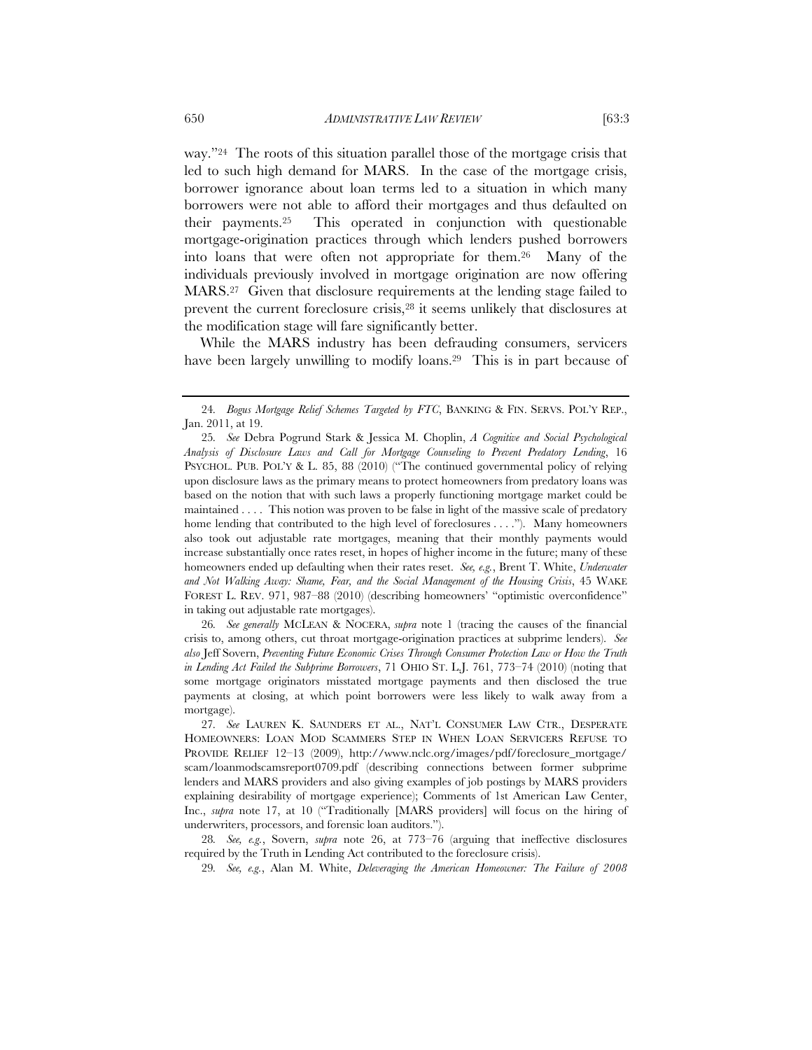way."[24] The roots of this situation parallel those of the mortgage crisis that led to such high demand for MARS. In the case of the mortgage crisis, borrower ignorance about loan terms led to a situation in which many borrowers were not able to afford their mortgages and thus defaulted on their payments.[25] This operated in conjunction with questionable mortgage-origination practices through which lenders pushed borrowers into loans that were often not appropriate for them.[26] Many of the individuals previously involved in mortgage origination are now offering MARS.[27] Given that disclosure requirements at the lending stage failed to prevent the current foreclosure crisis,[28] it seems unlikely that disclosures at the modification stage will fare significantly better.

While the MARS industry has been defrauding consumers, servicers have been largely unwilling to modify loans.[29] This is in part because of

---

24. *Bogus Mortgage Relief Schemes Targeted by FTC*, BANKING & FIN. SERVS. POL'Y REP., Jan. 2011, at 19.

25. *See* Debra Pogrund Stark & Jessica M. Choplin, *A Cognitive and Social Psychological Analysis of Disclosure Laws and Call for Mortgage Counseling to Prevent Predatory Lending*, 16 PSYCHOL. PUB. POL'Y & L. 85, 88 (2010) ("The continued governmental policy of relying upon disclosure laws as the primary means to protect homeowners from predatory loans was based on the notion that with such laws a properly functioning mortgage market could be maintained . . . . This notion was proven to be false in light of the massive scale of predatory home lending that contributed to the high level of foreclosures . . . ."). Many homeowners also took out adjustable rate mortgages, meaning that their monthly payments would increase substantially once rates reset, in hopes of higher income in the future; many of these homeowners ended up defaulting when their rates reset. *See, e.g.*, Brent T. White, *Underwater and Not Walking Away: Shame, Fear, and the Social Management of the Housing Crisis*, 45 WAKE FOREST L. REV. 971, 987–88 (2010) (describing homeowners' "optimistic overconfidence" in taking out adjustable rate mortgages).

26. *See generally* MCLEAN & NOCERA, *supra* note 1 (tracing the causes of the financial crisis to, among others, cut throat mortgage-origination practices at subprime lenders). *See also* Jeff Sovern, *Preventing Future Economic Crises Through Consumer Protection Law or How the Truth in Lending Act Failed the Subprime Borrowers*, 71 OHIO ST. L.J. 761, 773–74 (2010) (noting that some mortgage originators misstated mortgage payments and then disclosed the true payments at closing, at which point borrowers were less likely to walk away from a mortgage).

27. *See* LAUREN K. SAUNDERS ET AL., NAT'L CONSUMER LAW CTR., DESPERATE HOMEOWNERS: LOAN MOD SCAMMERS STEP IN WHEN LOAN SERVICERS REFUSE TO PROVIDE RELIEF 12–13 (2009), http://www.nclc.org/images/pdf/foreclosure_mortgage/scam/loanmodscamsreport0709.pdf (describing connections between former subprime lenders and MARS providers and also giving examples of job postings by MARS providers explaining desirability of mortgage experience); Comments of 1st American Law Center, Inc., *supra* note 17, at 10 ("Traditionally [MARS providers] will focus on the hiring of underwriters, processors, and forensic loan auditors.").

28. *See, e.g.*, Sovern, *supra* note 26, at 773–76 (arguing that ineffective disclosures required by the Truth in Lending Act contributed to the foreclosure crisis).

29. *See, e.g.*, Alan M. White, *Deleveraging the American Homeowner: The Failure of 2008*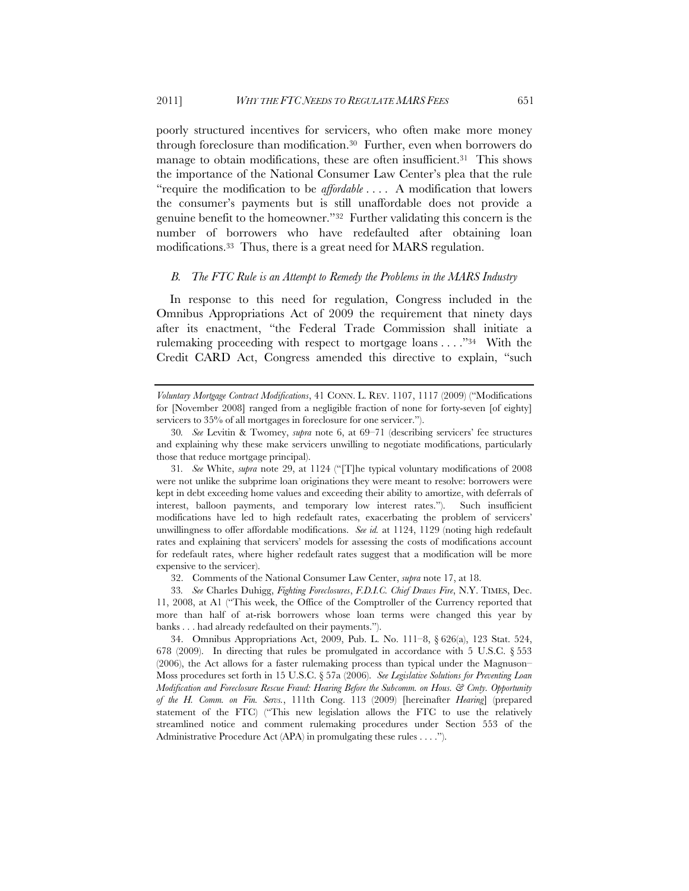poorly structured incentives for servicers, who often make more money through foreclosure than modification.[30] Further, even when borrowers do manage to obtain modifications, these are often insufficient.[31] This shows the importance of the National Consumer Law Center's plea that the rule "require the modification to be *affordable* . . . . A modification that lowers the consumer's payments but is still unaffordable does not provide a genuine benefit to the homeowner."[32] Further validating this concern is the number of borrowers who have redefaulted after obtaining loan modifications.[33] Thus, there is a great need for MARS regulation.

### *B. The FTC Rule is an Attempt to Remedy the Problems in the MARS Industry*

In response to this need for regulation, Congress included in the Omnibus Appropriations Act of 2009 the requirement that ninety days after its enactment, "the Federal Trade Commission shall initiate a rulemaking proceeding with respect to mortgage loans . . . ."[34] With the Credit CARD Act, Congress amended this directive to explain, "such

---

*Voluntary Mortgage Contract Modifications*, 41 CONN. L. REV. 1107, 1117 (2009) ("Modifications for [November 2008] ranged from a negligible fraction of none for forty-seven [of eighty] servicers to 35% of all mortgages in foreclosure for one servicer.").

30. *See* Levitin & Twomey, *supra* note 6, at 69–71 (describing servicers' fee structures and explaining why these make servicers unwilling to negotiate modifications, particularly those that reduce mortgage principal).

31. *See* White, *supra* note 29, at 1124 ("[T]he typical voluntary modifications of 2008 were not unlike the subprime loan originations they were meant to resolve: borrowers were kept in debt exceeding home values and exceeding their ability to amortize, with deferrals of interest, balloon payments, and temporary low interest rates."). Such insufficient modifications have led to high redefault rates, exacerbating the problem of servicers' unwillingness to offer affordable modifications. *See id.* at 1124, 1129 (noting high redefault rates and explaining that servicers' models for assessing the costs of modifications account for redefault rates, where higher redefault rates suggest that a modification will be more expensive to the servicer).

32. Comments of the National Consumer Law Center, *supra* note 17, at 18.

33. *See* Charles Duhigg, *Fighting Foreclosures*, *F.D.I.C. Chief Draws Fire*, N.Y. TIMES, Dec. 11, 2008, at A1 ("This week, the Office of the Comptroller of the Currency reported that more than half of at-risk borrowers whose loan terms were changed this year by banks . . . had already redefaulted on their payments.").

34. Omnibus Appropriations Act, 2009, Pub. L. No. 111–8, § 626(a), 123 Stat. 524, 678 (2009). In directing that rules be promulgated in accordance with 5 U.S.C. § 553 (2006), the Act allows for a faster rulemaking process than typical under the Magnuson–Moss procedures set forth in 15 U.S.C. § 57a (2006). *See Legislative Solutions for Preventing Loan Modification and Foreclosure Rescue Fraud: Hearing Before the Subcomm. on Hous. & Cmty. Opportunity of the H. Comm. on Fin. Servs.*, 111th Cong. 113 (2009) [hereinafter *Hearing*] (prepared statement of the FTC) ("This new legislation allows the FTC to use the relatively streamlined notice and comment rulemaking procedures under Section 553 of the Administrative Procedure Act (APA) in promulgating these rules . . . .").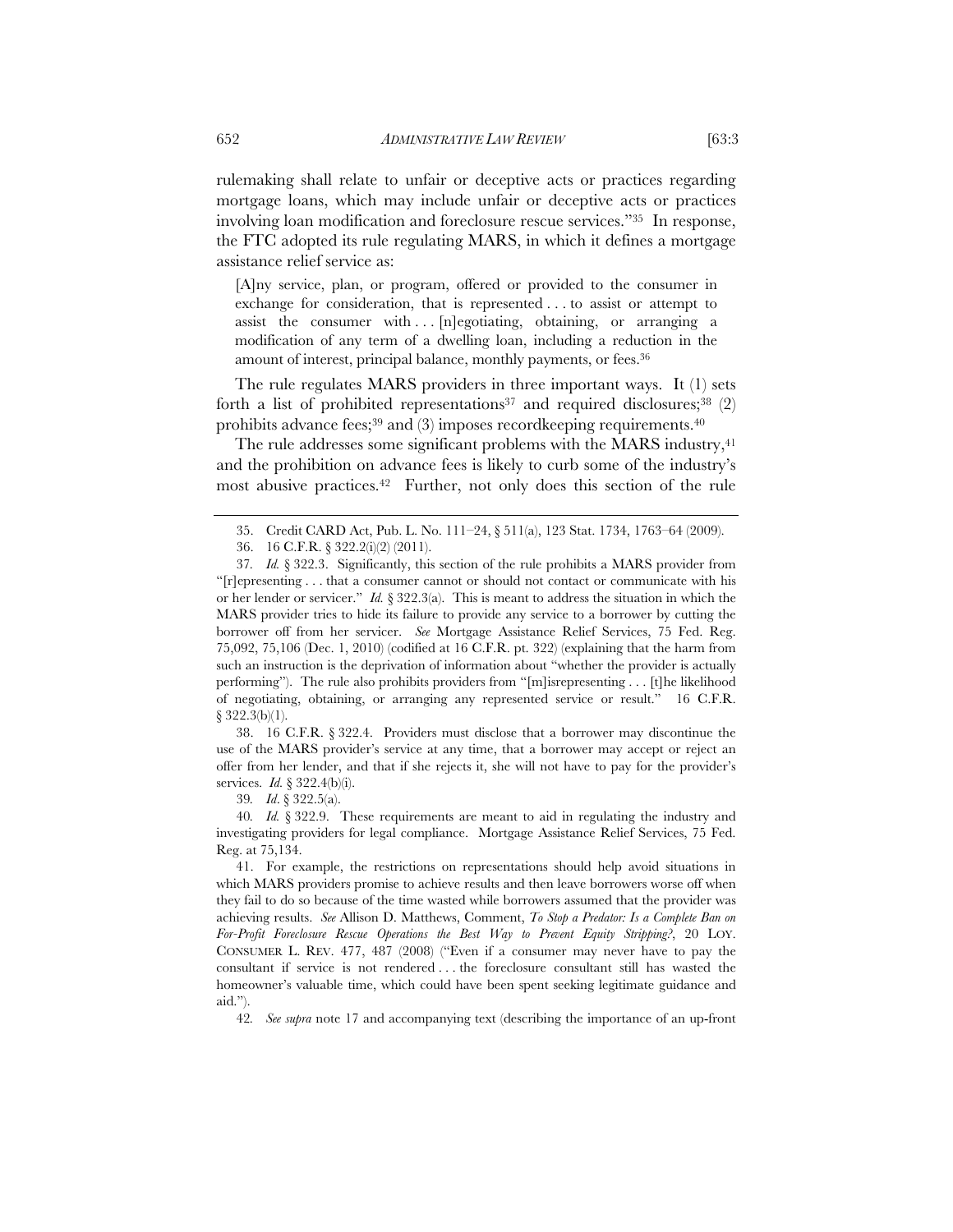rulemaking shall relate to unfair or deceptive acts or practices regarding mortgage loans, which may include unfair or deceptive acts or practices involving loan modification and foreclosure rescue services."[35] In response, the FTC adopted its rule regulating MARS, in which it defines a mortgage assistance relief service as:

> [A]ny service, plan, or program, offered or provided to the consumer in exchange for consideration, that is represented . . . to assist or attempt to assist the consumer with . . . [n]egotiating, obtaining, or arranging a modification of any term of a dwelling loan, including a reduction in the amount of interest, principal balance, monthly payments, or fees.[36]

The rule regulates MARS providers in three important ways. It (1) sets forth a list of prohibited representations[37] and required disclosures;[38] (2) prohibits advance fees;[39] and (3) imposes recordkeeping requirements.[40]

The rule addresses some significant problems with the MARS industry,[41] and the prohibition on advance fees is likely to curb some of the industry's most abusive practices.[42] Further, not only does this section of the rule

---

35. Credit CARD Act, Pub. L. No. 111–24, § 511(a), 123 Stat. 1734, 1763–64 (2009).

36. 16 C.F.R. § 322.2(i)(2) (2011).

37. *Id.* § 322.3. Significantly, this section of the rule prohibits a MARS provider from "[r]epresenting . . . that a consumer cannot or should not contact or communicate with his or her lender or servicer." *Id.* § 322.3(a). This is meant to address the situation in which the MARS provider tries to hide its failure to provide any service to a borrower by cutting the borrower off from her servicer. *See* Mortgage Assistance Relief Services, 75 Fed. Reg. 75,092, 75,106 (Dec. 1, 2010) (codified at 16 C.F.R. pt. 322) (explaining that the harm from such an instruction is the deprivation of information about "whether the provider is actually performing"). The rule also prohibits providers from "[m]isrepresenting . . . [t]he likelihood of negotiating, obtaining, or arranging any represented service or result." 16 C.F.R. § 322.3(b)(1).

38. 16 C.F.R. § 322.4. Providers must disclose that a borrower may discontinue the use of the MARS provider's service at any time, that a borrower may accept or reject an offer from her lender, and that if she rejects it, she will not have to pay for the provider's services. *Id.* § 322.4(b)(i).

39. *Id*. § 322.5(a).

40. *Id.* § 322.9. These requirements are meant to aid in regulating the industry and investigating providers for legal compliance. Mortgage Assistance Relief Services, 75 Fed. Reg. at 75,134.

41. For example, the restrictions on representations should help avoid situations in which MARS providers promise to achieve results and then leave borrowers worse off when they fail to do so because of the time wasted while borrowers assumed that the provider was achieving results. *See* Allison D. Matthews, Comment, *To Stop a Predator: Is a Complete Ban on For-Profit Foreclosure Rescue Operations the Best Way to Prevent Equity Stripping?*, 20 LOY. CONSUMER L. REV. 477, 487 (2008) ("Even if a consumer may never have to pay the consultant if service is not rendered . . . the foreclosure consultant still has wasted the homeowner's valuable time, which could have been spent seeking legitimate guidance and aid.").

42. *See supra* note 17 and accompanying text (describing the importance of an up-front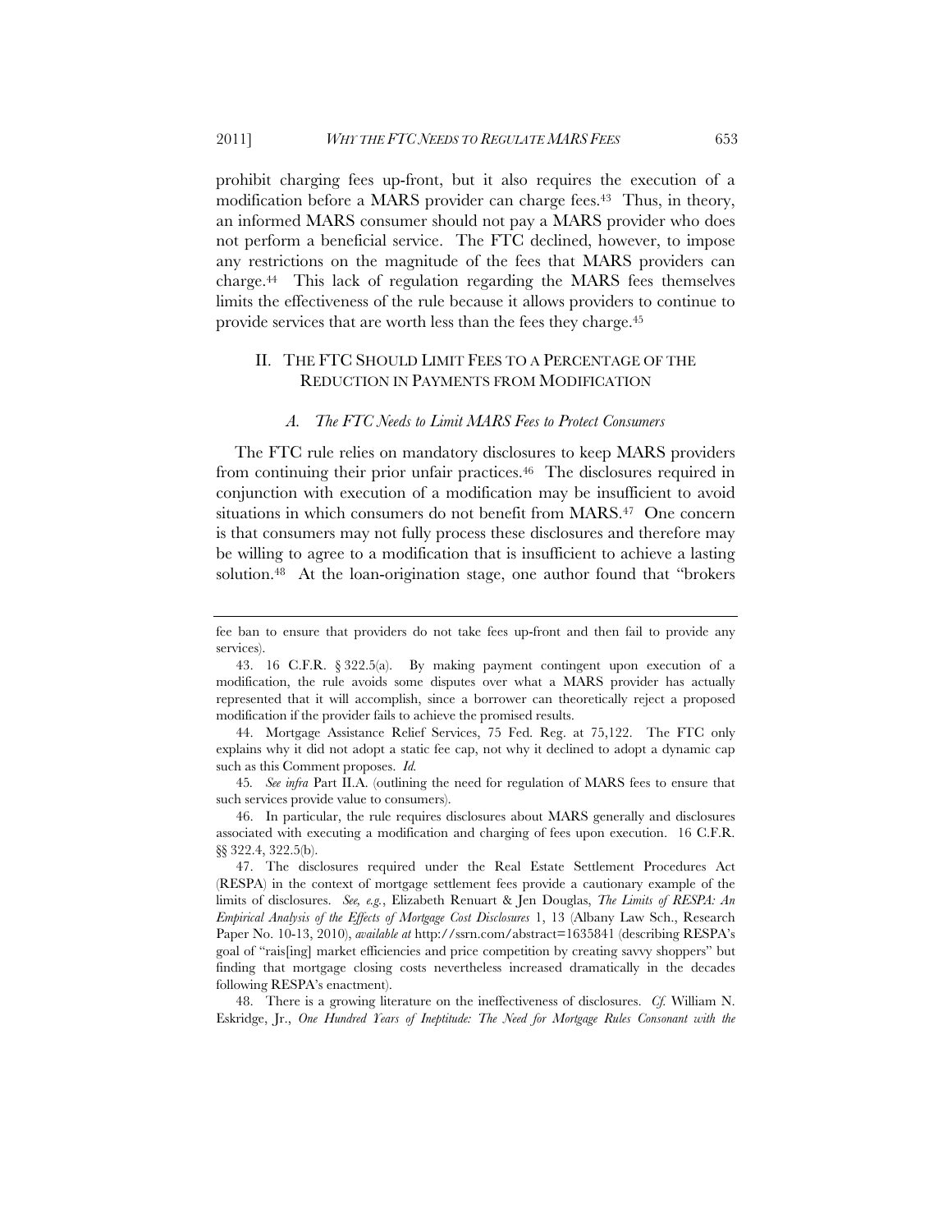prohibit charging fees up-front, but it also requires the execution of a modification before a MARS provider can charge fees.[43] Thus, in theory, an informed MARS consumer should not pay a MARS provider who does not perform a beneficial service. The FTC declined, however, to impose any restrictions on the magnitude of the fees that MARS providers can charge.[44] This lack of regulation regarding the MARS fees themselves limits the effectiveness of the rule because it allows providers to continue to provide services that are worth less than the fees they charge.[45]

## II. THE FTC SHOULD LIMIT FEES TO A PERCENTAGE OF THE REDUCTION IN PAYMENTS FROM MODIFICATION

### *A. The FTC Needs to Limit MARS Fees to Protect Consumers*

The FTC rule relies on mandatory disclosures to keep MARS providers from continuing their prior unfair practices.[46] The disclosures required in conjunction with execution of a modification may be insufficient to avoid situations in which consumers do not benefit from MARS.[47] One concern is that consumers may not fully process these disclosures and therefore may be willing to agree to a modification that is insufficient to achieve a lasting solution.[48] At the loan-origination stage, one author found that "brokers

---

fee ban to ensure that providers do not take fees up-front and then fail to provide any services).

43. 16 C.F.R. § 322.5(a). By making payment contingent upon execution of a modification, the rule avoids some disputes over what a MARS provider has actually represented that it will accomplish, since a borrower can theoretically reject a proposed modification if the provider fails to achieve the promised results.

44. Mortgage Assistance Relief Services, 75 Fed. Reg. at 75,122. The FTC only explains why it did not adopt a static fee cap, not why it declined to adopt a dynamic cap such as this Comment proposes. *Id.*

45. *See infra* Part II.A. (outlining the need for regulation of MARS fees to ensure that such services provide value to consumers).

46. In particular, the rule requires disclosures about MARS generally and disclosures associated with executing a modification and charging of fees upon execution. 16 C.F.R. §§ 322.4, 322.5(b).

47. The disclosures required under the Real Estate Settlement Procedures Act (RESPA) in the context of mortgage settlement fees provide a cautionary example of the limits of disclosures. *See, e.g.*, Elizabeth Renuart & Jen Douglas, *The Limits of RESPA: An Empirical Analysis of the Effects of Mortgage Cost Disclosures* 1, 13 (Albany Law Sch., Research Paper No. 10-13, 2010), *available at* http://ssrn.com/abstract=1635841 (describing RESPA's goal of "rais[ing] market efficiencies and price competition by creating savvy shoppers" but finding that mortgage closing costs nevertheless increased dramatically in the decades following RESPA's enactment).

48. There is a growing literature on the ineffectiveness of disclosures. *Cf.* William N. Eskridge, Jr., *One Hundred Years of Ineptitude: The Need for Mortgage Rules Consonant with the*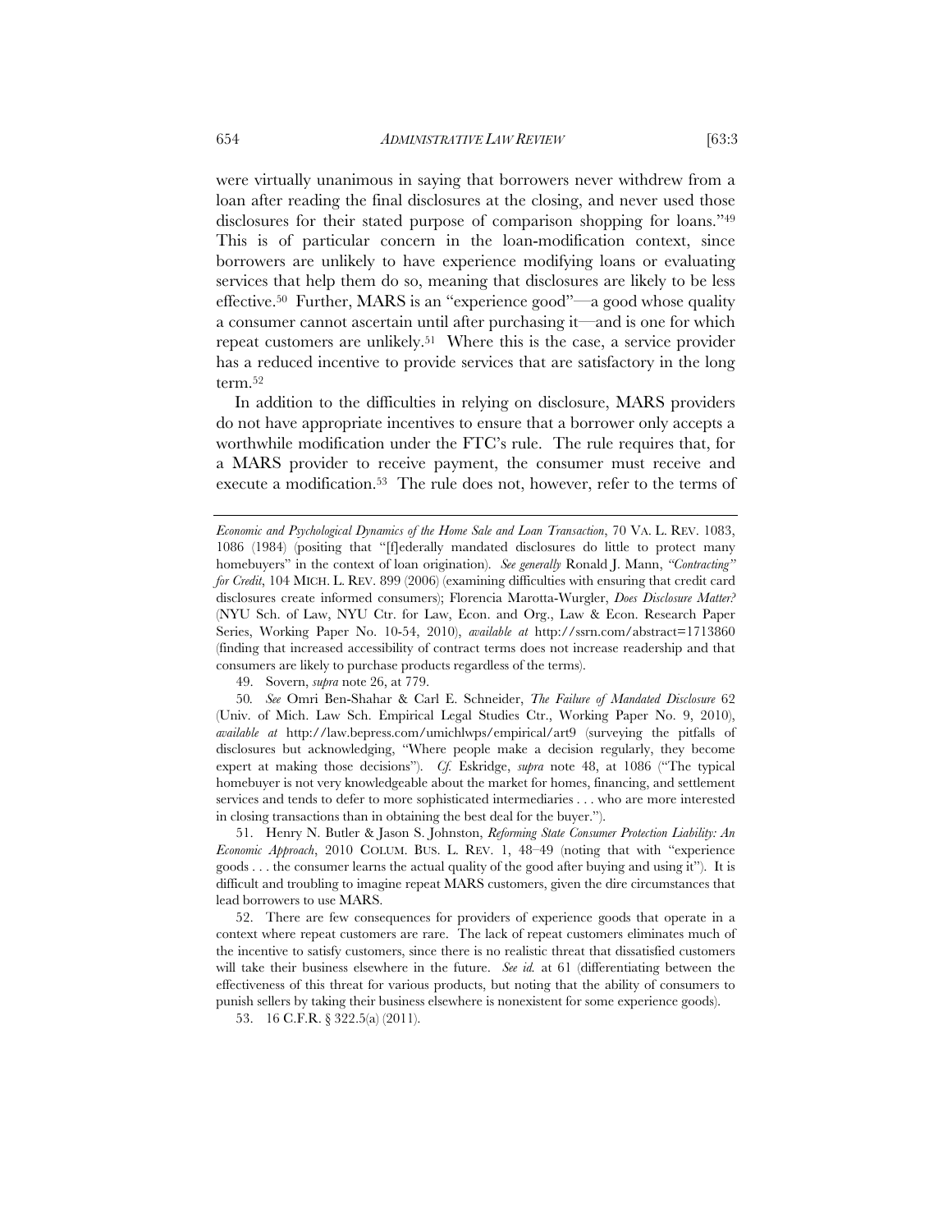were virtually unanimous in saying that borrowers never withdrew from a loan after reading the final disclosures at the closing, and never used those disclosures for their stated purpose of comparison shopping for loans."[49] This is of particular concern in the loan-modification context, since borrowers are unlikely to have experience modifying loans or evaluating services that help them do so, meaning that disclosures are likely to be less effective.[50] Further, MARS is an "experience good"—a good whose quality a consumer cannot ascertain until after purchasing it—and is one for which repeat customers are unlikely.[51] Where this is the case, a service provider has a reduced incentive to provide services that are satisfactory in the long term.[52]

In addition to the difficulties in relying on disclosure, MARS providers do not have appropriate incentives to ensure that a borrower only accepts a worthwhile modification under the FTC's rule. The rule requires that, for a MARS provider to receive payment, the consumer must receive and execute a modification.[53] The rule does not, however, refer to the terms of

---

*Economic and Psychological Dynamics of the Home Sale and Loan Transaction*, 70 VA. L. REV. 1083, 1086 (1984) (positing that "[f]ederally mandated disclosures do little to protect many homebuyers" in the context of loan origination). *See generally* Ronald J. Mann, *"Contracting" for Credit*, 104 MICH. L. REV. 899 (2006) (examining difficulties with ensuring that credit card disclosures create informed consumers); Florencia Marotta-Wurgler, *Does Disclosure Matter?* (NYU Sch. of Law, NYU Ctr. for Law, Econ. and Org., Law & Econ. Research Paper Series, Working Paper No. 10-54, 2010), *available at* http://ssrn.com/abstract=1713860 (finding that increased accessibility of contract terms does not increase readership and that consumers are likely to purchase products regardless of the terms).

49. Sovern, *supra* note 26, at 779.

50. *See* Omri Ben-Shahar & Carl E. Schneider, *The Failure of Mandated Disclosure* 62 (Univ. of Mich. Law Sch. Empirical Legal Studies Ctr., Working Paper No. 9, 2010), *available at* http://law.bepress.com/umichlwps/empirical/art9 (surveying the pitfalls of disclosures but acknowledging, "Where people make a decision regularly, they become expert at making those decisions"). *Cf.* Eskridge, *supra* note 48, at 1086 ("The typical homebuyer is not very knowledgeable about the market for homes, financing, and settlement services and tends to defer to more sophisticated intermediaries . . . who are more interested in closing transactions than in obtaining the best deal for the buyer.").

51. Henry N. Butler & Jason S. Johnston, *Reforming State Consumer Protection Liability: An Economic Approach*, 2010 COLUM. BUS. L. REV. 1, 48–49 (noting that with "experience goods . . . the consumer learns the actual quality of the good after buying and using it"). It is difficult and troubling to imagine repeat MARS customers, given the dire circumstances that lead borrowers to use MARS.

52. There are few consequences for providers of experience goods that operate in a context where repeat customers are rare. The lack of repeat customers eliminates much of the incentive to satisfy customers, since there is no realistic threat that dissatisfied customers will take their business elsewhere in the future. *See id.* at 61 (differentiating between the effectiveness of this threat for various products, but noting that the ability of consumers to punish sellers by taking their business elsewhere is nonexistent for some experience goods).

53. 16 C.F.R. § 322.5(a) (2011).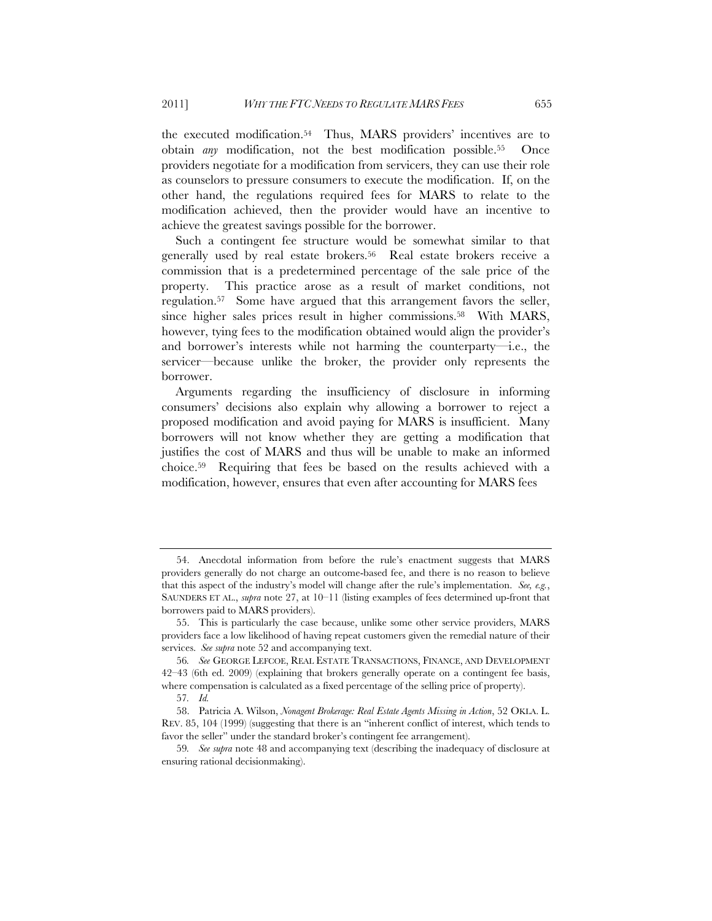the executed modification.[54] Thus, MARS providers' incentives are to obtain *any* modification, not the best modification possible.[55] Once providers negotiate for a modification from servicers, they can use their role as counselors to pressure consumers to execute the modification. If, on the other hand, the regulations required fees for MARS to relate to the modification achieved, then the provider would have an incentive to achieve the greatest savings possible for the borrower.

Such a contingent fee structure would be somewhat similar to that generally used by real estate brokers.[56] Real estate brokers receive a commission that is a predetermined percentage of the sale price of the property. This practice arose as a result of market conditions, not regulation.[57] Some have argued that this arrangement favors the seller, since higher sales prices result in higher commissions.[58] With MARS, however, tying fees to the modification obtained would align the provider's and borrower's interests while not harming the counterparty—i.e., the servicer—because unlike the broker, the provider only represents the borrower.

Arguments regarding the insufficiency of disclosure in informing consumers' decisions also explain why allowing a borrower to reject a proposed modification and avoid paying for MARS is insufficient. Many borrowers will not know whether they are getting a modification that justifies the cost of MARS and thus will be unable to make an informed choice.[59] Requiring that fees be based on the results achieved with a modification, however, ensures that even after accounting for MARS fees

---

54. Anecdotal information from before the rule's enactment suggests that MARS providers generally do not charge an outcome-based fee, and there is no reason to believe that this aspect of the industry's model will change after the rule's implementation. *See, e.g.*, SAUNDERS ET AL., *supra* note 27, at 10–11 (listing examples of fees determined up-front that borrowers paid to MARS providers).

55. This is particularly the case because, unlike some other service providers, MARS providers face a low likelihood of having repeat customers given the remedial nature of their services. *See supra* note 52 and accompanying text.

56. *See* GEORGE LEFCOE, REAL ESTATE TRANSACTIONS, FINANCE, AND DEVELOPMENT 42–43 (6th ed. 2009) (explaining that brokers generally operate on a contingent fee basis, where compensation is calculated as a fixed percentage of the selling price of property).

57. *Id.*

58. Patricia A. Wilson, *Nonagent Brokerage: Real Estate Agents Missing in Action*, 52 OKLA. L. REV. 85, 104 (1999) (suggesting that there is an "inherent conflict of interest, which tends to favor the seller" under the standard broker's contingent fee arrangement).

59. *See supra* note 48 and accompanying text (describing the inadequacy of disclosure at ensuring rational decisionmaking).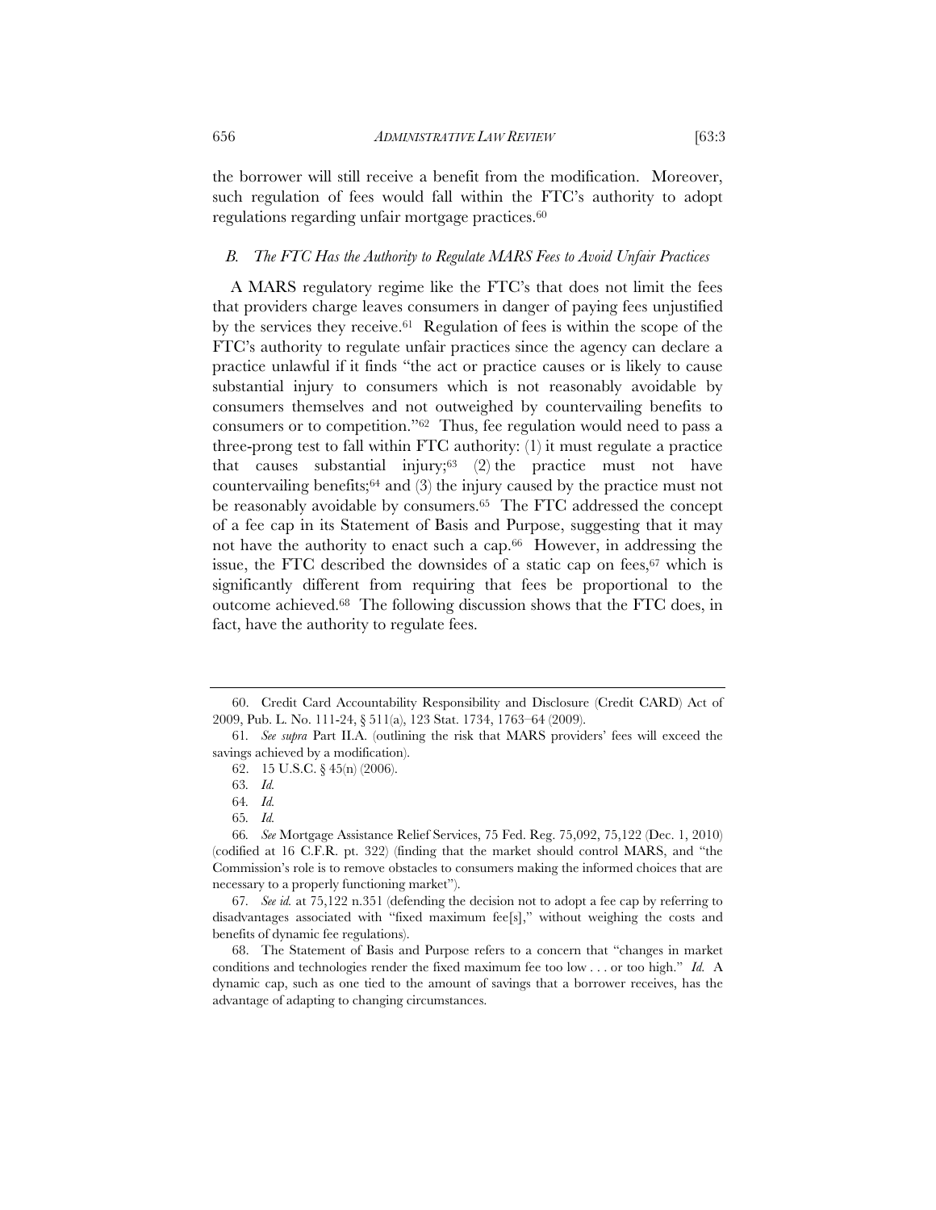the borrower will still receive a benefit from the modification. Moreover, such regulation of fees would fall within the FTC's authority to adopt regulations regarding unfair mortgage practices.[60]

### *B. The FTC Has the Authority to Regulate MARS Fees to Avoid Unfair Practices*

A MARS regulatory regime like the FTC's that does not limit the fees that providers charge leaves consumers in danger of paying fees unjustified by the services they receive.[61] Regulation of fees is within the scope of the FTC's authority to regulate unfair practices since the agency can declare a practice unlawful if it finds "the act or practice causes or is likely to cause substantial injury to consumers which is not reasonably avoidable by consumers themselves and not outweighed by countervailing benefits to consumers or to competition."[62] Thus, fee regulation would need to pass a three-prong test to fall within FTC authority: (1) it must regulate a practice that causes substantial injury;[63] (2) the practice must not have countervailing benefits;[64] and (3) the injury caused by the practice must not be reasonably avoidable by consumers.[65] The FTC addressed the concept of a fee cap in its Statement of Basis and Purpose, suggesting that it may not have the authority to enact such a cap.[66] However, in addressing the issue, the FTC described the downsides of a static cap on fees,[67] which is significantly different from requiring that fees be proportional to the outcome achieved.[68] The following discussion shows that the FTC does, in fact, have the authority to regulate fees.

---

60. Credit Card Accountability Responsibility and Disclosure (Credit CARD) Act of 2009, Pub. L. No. 111-24, § 511(a), 123 Stat. 1734, 1763–64 (2009).

61. *See supra* Part II.A. (outlining the risk that MARS providers' fees will exceed the savings achieved by a modification).

62. 15 U.S.C. § 45(n) (2006).

63. *Id.*

64. *Id.*

65. *Id.*

66. *See* Mortgage Assistance Relief Services, 75 Fed. Reg. 75,092, 75,122 (Dec. 1, 2010) (codified at 16 C.F.R. pt. 322) (finding that the market should control MARS, and "the Commission's role is to remove obstacles to consumers making the informed choices that are necessary to a properly functioning market").

67. *See id.* at 75,122 n.351 (defending the decision not to adopt a fee cap by referring to disadvantages associated with "fixed maximum fee[s]," without weighing the costs and benefits of dynamic fee regulations).

68. The Statement of Basis and Purpose refers to a concern that "changes in market conditions and technologies render the fixed maximum fee too low . . . or too high." *Id.* A dynamic cap, such as one tied to the amount of savings that a borrower receives, has the advantage of adapting to changing circumstances.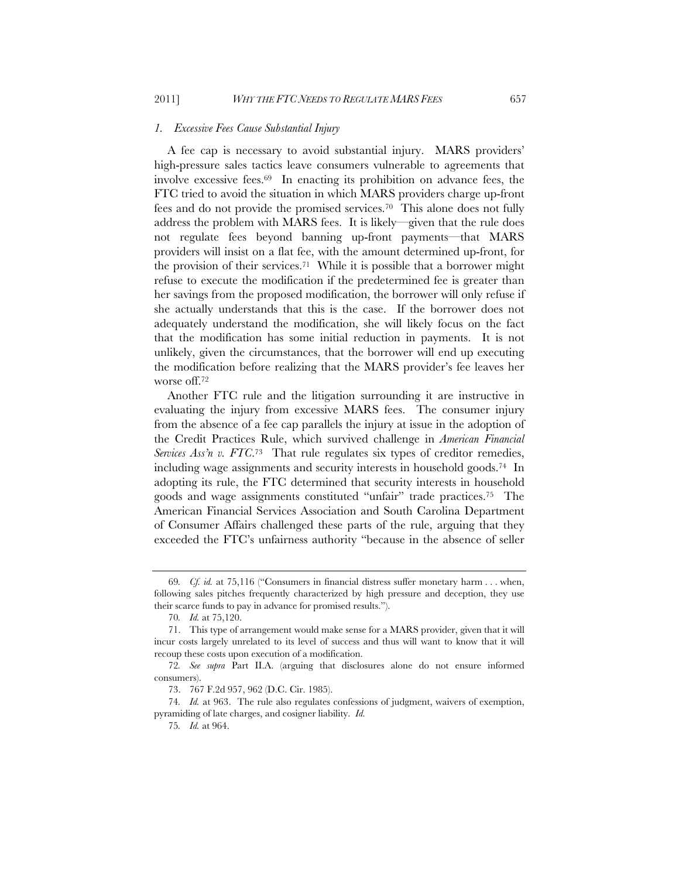### *1. Excessive Fees Cause Substantial Injury*

A fee cap is necessary to avoid substantial injury. MARS providers' high-pressure sales tactics leave consumers vulnerable to agreements that involve excessive fees.[69] In enacting its prohibition on advance fees, the FTC tried to avoid the situation in which MARS providers charge up-front fees and do not provide the promised services.[70] This alone does not fully address the problem with MARS fees. It is likely—given that the rule does not regulate fees beyond banning up-front payments—that MARS providers will insist on a flat fee, with the amount determined up-front, for the provision of their services.[71] While it is possible that a borrower might refuse to execute the modification if the predetermined fee is greater than her savings from the proposed modification, the borrower will only refuse if she actually understands that this is the case. If the borrower does not adequately understand the modification, she will likely focus on the fact that the modification has some initial reduction in payments. It is not unlikely, given the circumstances, that the borrower will end up executing the modification before realizing that the MARS provider's fee leaves her worse off.[72]

Another FTC rule and the litigation surrounding it are instructive in evaluating the injury from excessive MARS fees. The consumer injury from the absence of a fee cap parallels the injury at issue in the adoption of the Credit Practices Rule, which survived challenge in *American Financial Services Ass'n v. FTC*.[73] That rule regulates six types of creditor remedies, including wage assignments and security interests in household goods.[74] In adopting its rule, the FTC determined that security interests in household goods and wage assignments constituted "unfair" trade practices.[75] The American Financial Services Association and South Carolina Department of Consumer Affairs challenged these parts of the rule, arguing that they exceeded the FTC's unfairness authority "because in the absence of seller

---

69. *Cf. id.* at 75,116 ("Consumers in financial distress suffer monetary harm . . . when, following sales pitches frequently characterized by high pressure and deception, they use their scarce funds to pay in advance for promised results.").

70. *Id.* at 75,120.

71. This type of arrangement would make sense for a MARS provider, given that it will incur costs largely unrelated to its level of success and thus will want to know that it will recoup these costs upon execution of a modification.

72. *See supra* Part II.A. (arguing that disclosures alone do not ensure informed consumers).

73. 767 F.2d 957, 962 (D.C. Cir. 1985).

74. *Id.* at 963. The rule also regulates confessions of judgment, waivers of exemption, pyramiding of late charges, and cosigner liability. *Id.*

75. *Id.* at 964.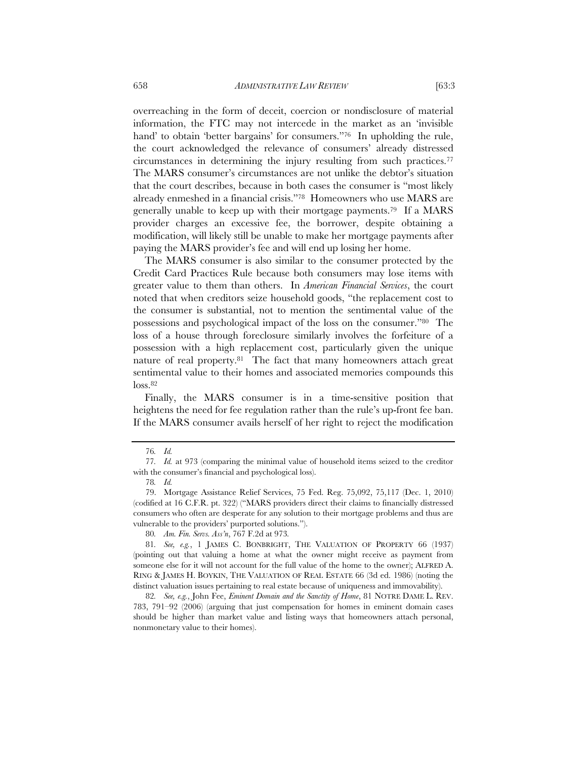overreaching in the form of deceit, coercion or nondisclosure of material information, the FTC may not intercede in the market as an 'invisible hand' to obtain 'better bargains' for consumers."[76] In upholding the rule, the court acknowledged the relevance of consumers' already distressed circumstances in determining the injury resulting from such practices.[77] The MARS consumer's circumstances are not unlike the debtor's situation that the court describes, because in both cases the consumer is "most likely already enmeshed in a financial crisis."[78] Homeowners who use MARS are generally unable to keep up with their mortgage payments.[79] If a MARS provider charges an excessive fee, the borrower, despite obtaining a modification, will likely still be unable to make her mortgage payments after paying the MARS provider's fee and will end up losing her home.

The MARS consumer is also similar to the consumer protected by the Credit Card Practices Rule because both consumers may lose items with greater value to them than others. In *American Financial Services*, the court noted that when creditors seize household goods, "the replacement cost to the consumer is substantial, not to mention the sentimental value of the possessions and psychological impact of the loss on the consumer."[80] The loss of a house through foreclosure similarly involves the forfeiture of a possession with a high replacement cost, particularly given the unique nature of real property.[81] The fact that many homeowners attach great sentimental value to their homes and associated memories compounds this loss.[82]

Finally, the MARS consumer is in a time-sensitive position that heightens the need for fee regulation rather than the rule's up-front fee ban. If the MARS consumer avails herself of her right to reject the modification

---

76. *Id.*

77. *Id.* at 973 (comparing the minimal value of household items seized to the creditor with the consumer's financial and psychological loss).

78. *Id.*

79. Mortgage Assistance Relief Services, 75 Fed. Reg. 75,092, 75,117 (Dec. 1, 2010) (codified at 16 C.F.R. pt. 322) ("MARS providers direct their claims to financially distressed consumers who often are desperate for any solution to their mortgage problems and thus are vulnerable to the providers' purported solutions.").

80. *Am. Fin. Servs. Ass'n*, 767 F.2d at 973.

81. *See, e.g.*, 1 JAMES C. BONBRIGHT, THE VALUATION OF PROPERTY 66 (1937) (pointing out that valuing a home at what the owner might receive as payment from someone else for it will not account for the full value of the home to the owner); ALFRED A. RING & JAMES H. BOYKIN, THE VALUATION OF REAL ESTATE 66 (3d ed. 1986) (noting the distinct valuation issues pertaining to real estate because of uniqueness and immovability).

82. *See, e.g.*, John Fee, *Eminent Domain and the Sanctity of Home*, 81 NOTRE DAME L. REV. 783, 791–92 (2006) (arguing that just compensation for homes in eminent domain cases should be higher than market value and listing ways that homeowners attach personal, nonmonetary value to their homes).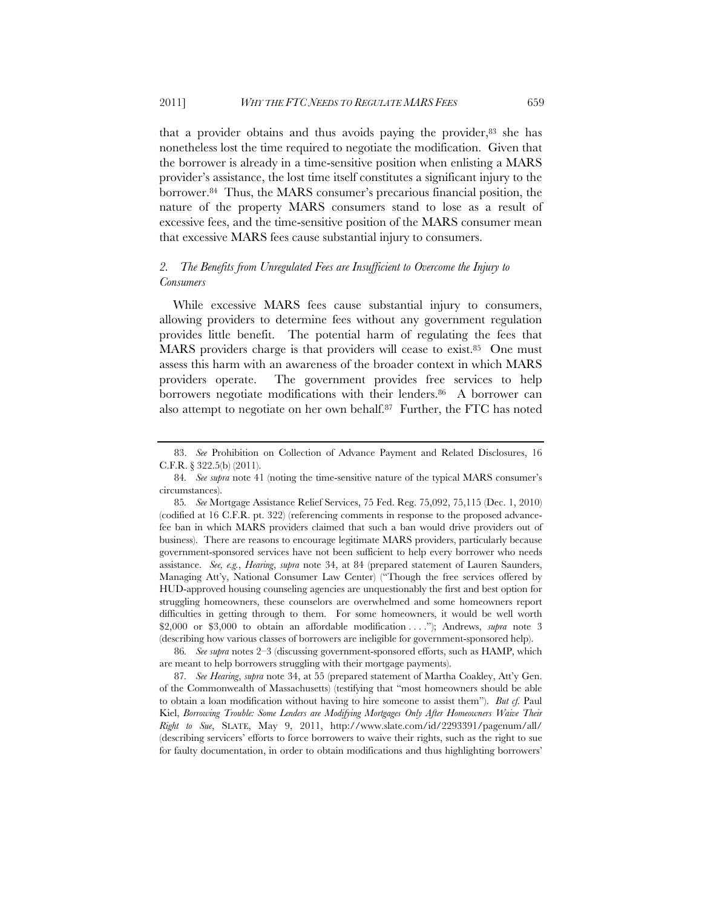that a provider obtains and thus avoids paying the provider,[83] she has nonetheless lost the time required to negotiate the modification. Given that the borrower is already in a time-sensitive position when enlisting a MARS provider's assistance, the lost time itself constitutes a significant injury to the borrower.[84] Thus, the MARS consumer's precarious financial position, the nature of the property MARS consumers stand to lose as a result of excessive fees, and the time-sensitive position of the MARS consumer mean that excessive MARS fees cause substantial injury to consumers.

### *2. The Benefits from Unregulated Fees are Insufficient to Overcome the Injury to Consumers*

While excessive MARS fees cause substantial injury to consumers, allowing providers to determine fees without any government regulation provides little benefit. The potential harm of regulating the fees that MARS providers charge is that providers will cease to exist.[85] One must assess this harm with an awareness of the broader context in which MARS providers operate. The government provides free services to help borrowers negotiate modifications with their lenders.[86] A borrower can also attempt to negotiate on her own behalf.[87] Further, the FTC has noted

---

83. *See* Prohibition on Collection of Advance Payment and Related Disclosures, 16 C.F.R. § 322.5(b) (2011).

84. *See supra* note 41 (noting the time-sensitive nature of the typical MARS consumer's circumstances).

85. *See* Mortgage Assistance Relief Services, 75 Fed. Reg. 75,092, 75,115 (Dec. 1, 2010) (codified at 16 C.F.R. pt. 322) (referencing comments in response to the proposed advance-fee ban in which MARS providers claimed that such a ban would drive providers out of business). There are reasons to encourage legitimate MARS providers, particularly because government-sponsored services have not been sufficient to help every borrower who needs assistance. *See, e.g.*, *Hearing*, *supra* note 34, at 84 (prepared statement of Lauren Saunders, Managing Att'y, National Consumer Law Center) ("Though the free services offered by HUD-approved housing counseling agencies are unquestionably the first and best option for struggling homeowners, these counselors are overwhelmed and some homeowners report difficulties in getting through to them. For some homeowners, it would be well worth $2,000 or $3,000 to obtain an affordable modification . . . ."); Andrews, *supra* note 3 (describing how various classes of borrowers are ineligible for government-sponsored help).

86. *See supra* notes 2–3 (discussing government-sponsored efforts, such as HAMP, which are meant to help borrowers struggling with their mortgage payments).

87. *See Hearing*, *supra* note 34, at 55 (prepared statement of Martha Coakley, Att'y Gen. of the Commonwealth of Massachusetts) (testifying that "most homeowners should be able to obtain a loan modification without having to hire someone to assist them"). *But cf.* Paul Kiel, *Borrowing Trouble: Some Lenders are Modifying Mortgages Only After Homeowners Waive Their Right to Sue*, SLATE, May 9, 2011, http://www.slate.com/id/2293391/pagenum/all/ (describing servicers' efforts to force borrowers to waive their rights, such as the right to sue for faulty documentation, in order to obtain modifications and thus highlighting borrowers'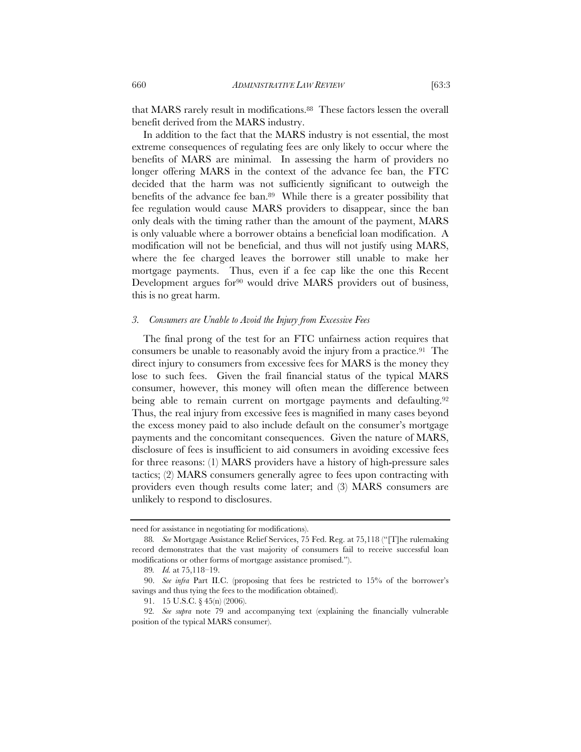that MARS rarely result in modifications.[88] These factors lessen the overall benefit derived from the MARS industry.

In addition to the fact that the MARS industry is not essential, the most extreme consequences of regulating fees are only likely to occur where the benefits of MARS are minimal. In assessing the harm of providers no longer offering MARS in the context of the advance fee ban, the FTC decided that the harm was not sufficiently significant to outweigh the benefits of the advance fee ban.[89] While there is a greater possibility that fee regulation would cause MARS providers to disappear, since the ban only deals with the timing rather than the amount of the payment, MARS is only valuable where a borrower obtains a beneficial loan modification. A modification will not be beneficial, and thus will not justify using MARS, where the fee charged leaves the borrower still unable to make her mortgage payments. Thus, even if a fee cap like the one this Recent Development argues for[90] would drive MARS providers out of business, this is no great harm.

### *3. Consumers are Unable to Avoid the Injury from Excessive Fees*

The final prong of the test for an FTC unfairness action requires that consumers be unable to reasonably avoid the injury from a practice.[91] The direct injury to consumers from excessive fees for MARS is the money they lose to such fees. Given the frail financial status of the typical MARS consumer, however, this money will often mean the difference between being able to remain current on mortgage payments and defaulting.[92] Thus, the real injury from excessive fees is magnified in many cases beyond the excess money paid to also include default on the consumer's mortgage payments and the concomitant consequences. Given the nature of MARS, disclosure of fees is insufficient to aid consumers in avoiding excessive fees for three reasons: (1) MARS providers have a history of high-pressure sales tactics; (2) MARS consumers generally agree to fees upon contracting with providers even though results come later; and (3) MARS consumers are unlikely to respond to disclosures.

---

need for assistance in negotiating for modifications).

88. *See* Mortgage Assistance Relief Services, 75 Fed. Reg. at 75,118 ("[T]he rulemaking record demonstrates that the vast majority of consumers fail to receive successful loan modifications or other forms of mortgage assistance promised.").

89. *Id.* at 75,118–19.

90. *See infra* Part II.C. (proposing that fees be restricted to 15% of the borrower's savings and thus tying the fees to the modification obtained).

91. 15 U.S.C. § 45(n) (2006).

92. *See supra* note 79 and accompanying text (explaining the financially vulnerable position of the typical MARS consumer).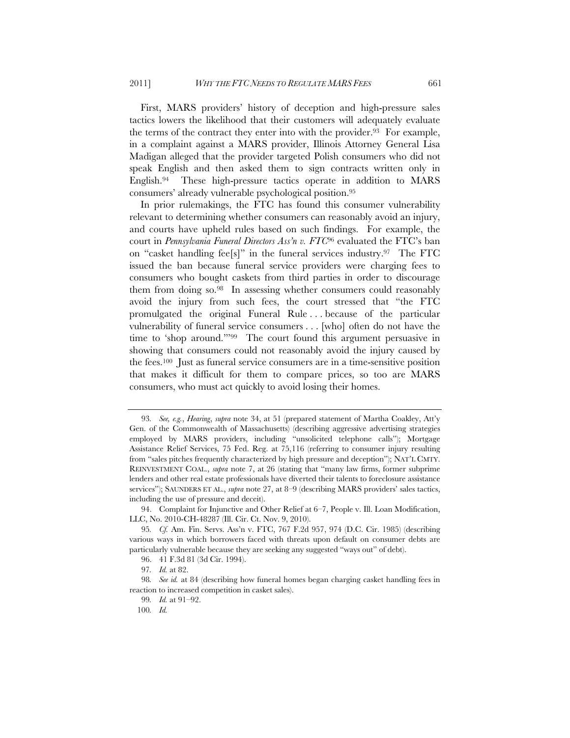First, MARS providers' history of deception and high-pressure sales tactics lowers the likelihood that their customers will adequately evaluate the terms of the contract they enter into with the provider.[93] For example, in a complaint against a MARS provider, Illinois Attorney General Lisa Madigan alleged that the provider targeted Polish consumers who did not speak English and then asked them to sign contracts written only in English.[94] These high-pressure tactics operate in addition to MARS consumers' already vulnerable psychological position.[95]

In prior rulemakings, the FTC has found this consumer vulnerability relevant to determining whether consumers can reasonably avoid an injury, and courts have upheld rules based on such findings. For example, the court in *Pennsylvania Funeral Directors Ass'n v. FTC*[96] evaluated the FTC's ban on "casket handling fee[s]" in the funeral services industry.[97] The FTC issued the ban because funeral service providers were charging fees to consumers who bought caskets from third parties in order to discourage them from doing so.[98] In assessing whether consumers could reasonably avoid the injury from such fees, the court stressed that "the FTC promulgated the original Funeral Rule . . . because of the particular vulnerability of funeral service consumers . . . [who] often do not have the time to 'shop around.'"[99] The court found this argument persuasive in showing that consumers could not reasonably avoid the injury caused by the fees.[100] Just as funeral service consumers are in a time-sensitive position that makes it difficult for them to compare prices, so too are MARS consumers, who must act quickly to avoid losing their homes.

---

93. *See, e.g.*, *Hearing*, *supra* note 34, at 51 (prepared statement of Martha Coakley, Att'y Gen. of the Commonwealth of Massachusetts) (describing aggressive advertising strategies employed by MARS providers, including "unsolicited telephone calls"); Mortgage Assistance Relief Services, 75 Fed. Reg. at 75,116 (referring to consumer injury resulting from "sales pitches frequently characterized by high pressure and deception"); NAT'L CMTY. REINVESTMENT COAL., *supra* note 7, at 26 (stating that "many law firms, former subprime lenders and other real estate professionals have diverted their talents to foreclosure assistance services"); SAUNDERS ET AL., *supra* note 27, at 8–9 (describing MARS providers' sales tactics, including the use of pressure and deceit).

94. Complaint for Injunctive and Other Relief at 6–7, People v. Ill. Loan Modification, LLC, No. 2010-CH-48287 (Ill. Cir. Ct. Nov. 9, 2010).

95. *Cf.* Am. Fin. Servs. Ass'n v. FTC, 767 F.2d 957, 974 (D.C. Cir. 1985) (describing various ways in which borrowers faced with threats upon default on consumer debts are particularly vulnerable because they are seeking any suggested "ways out" of debt).

96. 41 F.3d 81 (3d Cir. 1994).

97. *Id.* at 82.

98. *See id.* at 84 (describing how funeral homes began charging casket handling fees in reaction to increased competition in casket sales).

99. *Id.* at 91–92.

100. *Id.*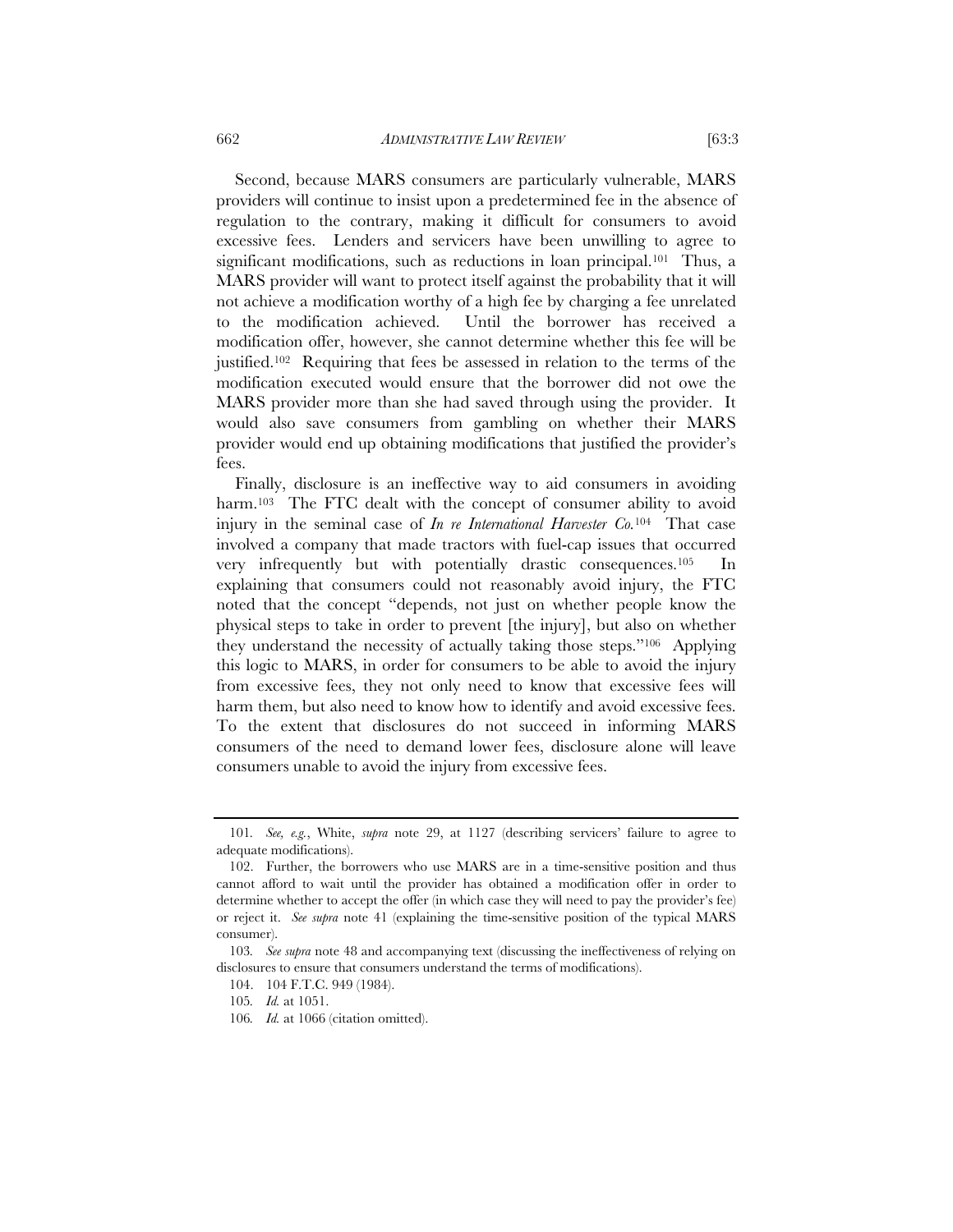Second, because MARS consumers are particularly vulnerable, MARS providers will continue to insist upon a predetermined fee in the absence of regulation to the contrary, making it difficult for consumers to avoid excessive fees. Lenders and servicers have been unwilling to agree to significant modifications, such as reductions in loan principal.[101] Thus, a MARS provider will want to protect itself against the probability that it will not achieve a modification worthy of a high fee by charging a fee unrelated to the modification achieved. Until the borrower has received a modification offer, however, she cannot determine whether this fee will be justified.[102] Requiring that fees be assessed in relation to the terms of the modification executed would ensure that the borrower did not owe the MARS provider more than she had saved through using the provider. It would also save consumers from gambling on whether their MARS provider would end up obtaining modifications that justified the provider's fees.

Finally, disclosure is an ineffective way to aid consumers in avoiding harm.[103] The FTC dealt with the concept of consumer ability to avoid injury in the seminal case of *In re International Harvester Co.*[104] That case involved a company that made tractors with fuel-cap issues that occurred very infrequently but with potentially drastic consequences.[105] In explaining that consumers could not reasonably avoid injury, the FTC noted that the concept "depends, not just on whether people know the physical steps to take in order to prevent [the injury], but also on whether they understand the necessity of actually taking those steps."[106] Applying this logic to MARS, in order for consumers to be able to avoid the injury from excessive fees, they not only need to know that excessive fees will harm them, but also need to know how to identify and avoid excessive fees. To the extent that disclosures do not succeed in informing MARS consumers of the need to demand lower fees, disclosure alone will leave consumers unable to avoid the injury from excessive fees.

---

101. *See, e.g.*, White, *supra* note 29, at 1127 (describing servicers' failure to agree to adequate modifications).

102. Further, the borrowers who use MARS are in a time-sensitive position and thus cannot afford to wait until the provider has obtained a modification offer in order to determine whether to accept the offer (in which case they will need to pay the provider's fee) or reject it. *See supra* note 41 (explaining the time-sensitive position of the typical MARS consumer).

103. *See supra* note 48 and accompanying text (discussing the ineffectiveness of relying on disclosures to ensure that consumers understand the terms of modifications).

104. 104 F.T.C. 949 (1984).

105. *Id.* at 1051.

106. *Id.* at 1066 (citation omitted).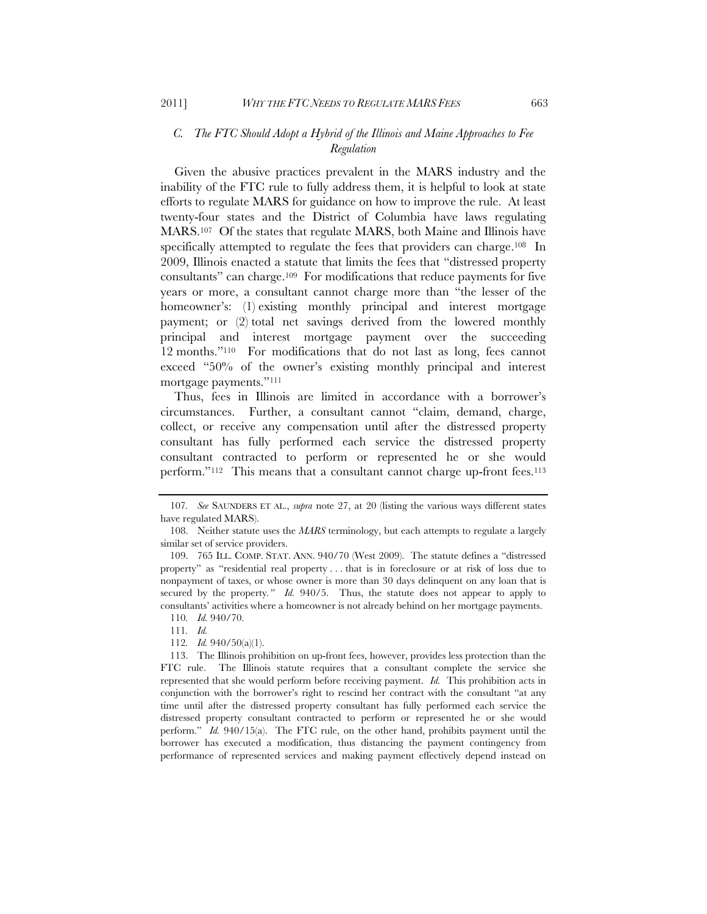### C. *The FTC Should Adopt a Hybrid of the Illinois and Maine Approaches to Fee Regulation*

Given the abusive practices prevalent in the MARS industry and the inability of the FTC rule to fully address them, it is helpful to look at state efforts to regulate MARS for guidance on how to improve the rule. At least twenty-four states and the District of Columbia have laws regulating MARS.[107] Of the states that regulate MARS, both Maine and Illinois have specifically attempted to regulate the fees that providers can charge.[108] In 2009, Illinois enacted a statute that limits the fees that "distressed property consultants" can charge.[109] For modifications that reduce payments for five years or more, a consultant cannot charge more than "the lesser of the homeowner's: (1) existing monthly principal and interest mortgage payment; or (2) total net savings derived from the lowered monthly principal and interest mortgage payment over the succeeding 12 months."[110] For modifications that do not last as long, fees cannot exceed "50% of the owner's existing monthly principal and interest mortgage payments."[111]

Thus, fees in Illinois are limited in accordance with a borrower's circumstances. Further, a consultant cannot "claim, demand, charge, collect, or receive any compensation until after the distressed property consultant has fully performed each service the distressed property consultant contracted to perform or represented he or she would perform."[112] This means that a consultant cannot charge up-front fees.[113]

---

107. *See* SAUNDERS ET AL., *supra* note 27, at 20 (listing the various ways different states have regulated MARS).

108. Neither statute uses the *MARS* terminology, but each attempts to regulate a largely similar set of service providers.

109. 765 ILL. COMP. STAT. ANN. 940/70 (West 2009). The statute defines a "distressed property" as "residential real property . . . that is in foreclosure or at risk of loss due to nonpayment of taxes, or whose owner is more than 30 days delinquent on any loan that is secured by the property." *Id.* 940/5. Thus, the statute does not appear to apply to consultants' activities where a homeowner is not already behind on her mortgage payments.

110. *Id.* 940/70.

111. *Id.*

112. *Id.* 940/50(a)(1).

113. The Illinois prohibition on up-front fees, however, provides less protection than the FTC rule. The Illinois statute requires that a consultant complete the service she represented that she would perform before receiving payment. *Id.* This prohibition acts in conjunction with the borrower's right to rescind her contract with the consultant "at any time until after the distressed property consultant has fully performed each service the distressed property consultant contracted to perform or represented he or she would perform." *Id.* 940/15(a). The FTC rule, on the other hand, prohibits payment until the borrower has executed a modification, thus distancing the payment contingency from performance of represented services and making payment effectively depend instead on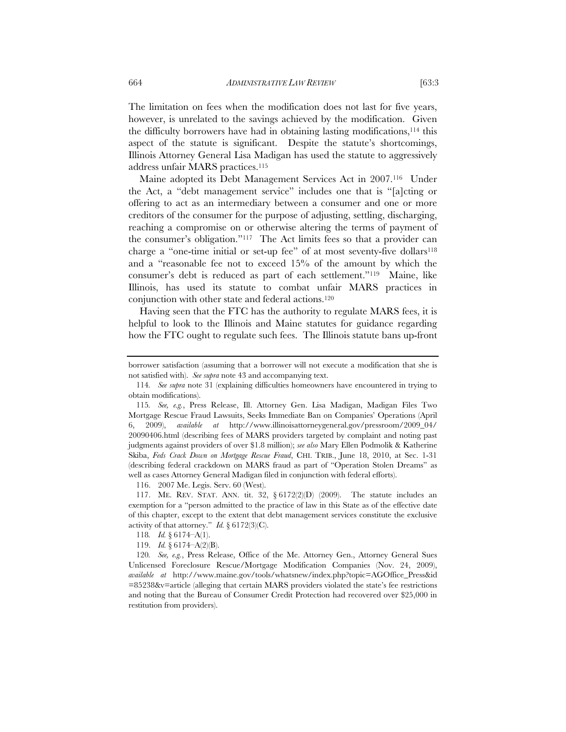The limitation on fees when the modification does not last for five years, however, is unrelated to the savings achieved by the modification. Given the difficulty borrowers have had in obtaining lasting modifications,[114] this aspect of the statute is significant. Despite the statute's shortcomings, Illinois Attorney General Lisa Madigan has used the statute to aggressively address unfair MARS practices.[115]

Maine adopted its Debt Management Services Act in 2007.[116] Under the Act, a "debt management service" includes one that is "[a]cting or offering to act as an intermediary between a consumer and one or more creditors of the consumer for the purpose of adjusting, settling, discharging, reaching a compromise on or otherwise altering the terms of payment of the consumer's obligation."[117] The Act limits fees so that a provider can charge a "one-time initial or set-up fee" of at most seventy-five dollars[118] and a "reasonable fee not to exceed 15% of the amount by which the consumer's debt is reduced as part of each settlement."[119] Maine, like Illinois, has used its statute to combat unfair MARS practices in conjunction with other state and federal actions.[120]

Having seen that the FTC has the authority to regulate MARS fees, it is helpful to look to the Illinois and Maine statutes for guidance regarding how the FTC ought to regulate such fees. The Illinois statute bans up-front

---

borrower satisfaction (assuming that a borrower will not execute a modification that she is not satisfied with). *See supra* note 43 and accompanying text.

114. *See supra* note 31 (explaining difficulties homeowners have encountered in trying to obtain modifications).

115. *See, e.g.*, Press Release, Ill. Attorney Gen. Lisa Madigan, Madigan Files Two Mortgage Rescue Fraud Lawsuits, Seeks Immediate Ban on Companies' Operations (April 6, 2009), *available at* http://www.illinoisattorneygeneral.gov/pressroom/2009_04/20090406.html (describing fees of MARS providers targeted by complaint and noting past judgments against providers of over $1.8 million); *see also* Mary Ellen Podmolik & Katherine Skiba, *Feds Crack Down on Mortgage Rescue Fraud*, CHI. TRIB., June 18, 2010, at Sec. 1-31 (describing federal crackdown on MARS fraud as part of "Operation Stolen Dreams" as well as cases Attorney General Madigan filed in conjunction with federal efforts).

116. 2007 Me. Legis. Serv. 60 (West).

117. ME. REV. STAT. ANN. tit. 32, § 6172(2)(D) (2009). The statute includes an exemption for a "person admitted to the practice of law in this State as of the effective date of this chapter, except to the extent that debt management services constitute the exclusive activity of that attorney." *Id.* § 6172(3)(C).

118. *Id.* § 6174–A(1).

119. *Id.* § 6174–A(2)(B).

120. *See, e.g.*, Press Release, Office of the Me. Attorney Gen., Attorney General Sues Unlicensed Foreclosure Rescue/Mortgage Modification Companies (Nov. 24, 2009), *available at* http://www.maine.gov/tools/whatsnew/index.php?topic=AGOffice_Press&id=85238&v=article (alleging that certain MARS providers violated the state's fee restrictions and noting that the Bureau of Consumer Credit Protection had recovered over $25,000 in restitution from providers).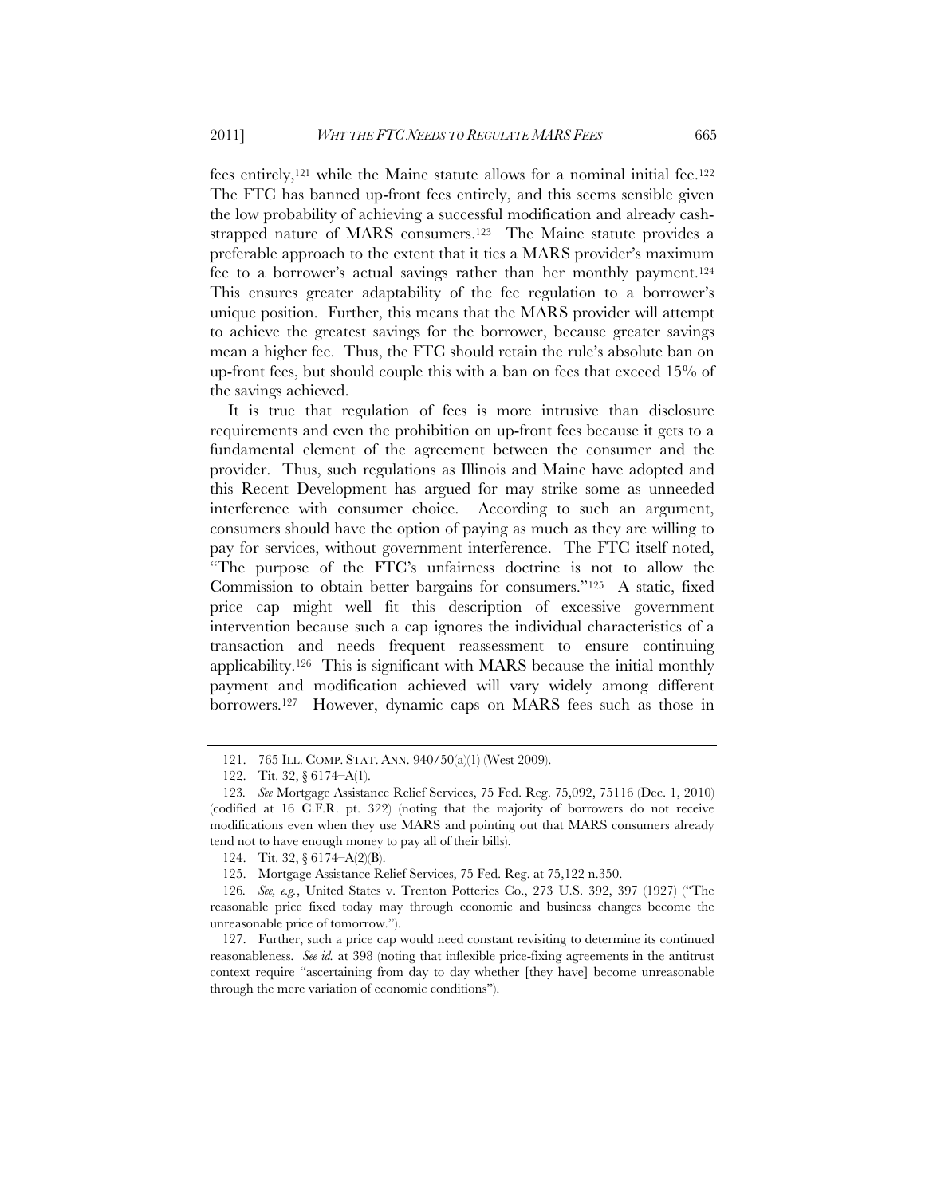fees entirely,[121] while the Maine statute allows for a nominal initial fee.[122] The FTC has banned up-front fees entirely, and this seems sensible given the low probability of achieving a successful modification and already cash-strapped nature of MARS consumers.[123] The Maine statute provides a preferable approach to the extent that it ties a MARS provider's maximum fee to a borrower's actual savings rather than her monthly payment.[124] This ensures greater adaptability of the fee regulation to a borrower's unique position. Further, this means that the MARS provider will attempt to achieve the greatest savings for the borrower, because greater savings mean a higher fee. Thus, the FTC should retain the rule's absolute ban on up-front fees, but should couple this with a ban on fees that exceed 15% of the savings achieved.

It is true that regulation of fees is more intrusive than disclosure requirements and even the prohibition on up-front fees because it gets to a fundamental element of the agreement between the consumer and the provider. Thus, such regulations as Illinois and Maine have adopted and this Recent Development has argued for may strike some as unneeded interference with consumer choice. According to such an argument, consumers should have the option of paying as much as they are willing to pay for services, without government interference. The FTC itself noted, "The purpose of the FTC's unfairness doctrine is not to allow the Commission to obtain better bargains for consumers."[125] A static, fixed price cap might well fit this description of excessive government intervention because such a cap ignores the individual characteristics of a transaction and needs frequent reassessment to ensure continuing applicability.[126] This is significant with MARS because the initial monthly payment and modification achieved will vary widely among different borrowers.[127] However, dynamic caps on MARS fees such as those in

---

121. 765 ILL. COMP. STAT. ANN. 940/50(a)(1) (West 2009).

122. Tit. 32, § 6174–A(1).

123. *See* Mortgage Assistance Relief Services, 75 Fed. Reg. 75,092, 75116 (Dec. 1, 2010) (codified at 16 C.F.R. pt. 322) (noting that the majority of borrowers do not receive modifications even when they use MARS and pointing out that MARS consumers already tend not to have enough money to pay all of their bills).

124. Tit. 32, § 6174–A(2)(B).

125. Mortgage Assistance Relief Services, 75 Fed. Reg. at 75,122 n.350.

126. *See, e.g.*, United States v. Trenton Potteries Co., 273 U.S. 392, 397 (1927) ("The reasonable price fixed today may through economic and business changes become the unreasonable price of tomorrow.").

127. Further, such a price cap would need constant revisiting to determine its continued reasonableness. *See id.* at 398 (noting that inflexible price-fixing agreements in the antitrust context require "ascertaining from day to day whether [they have] become unreasonable through the mere variation of economic conditions").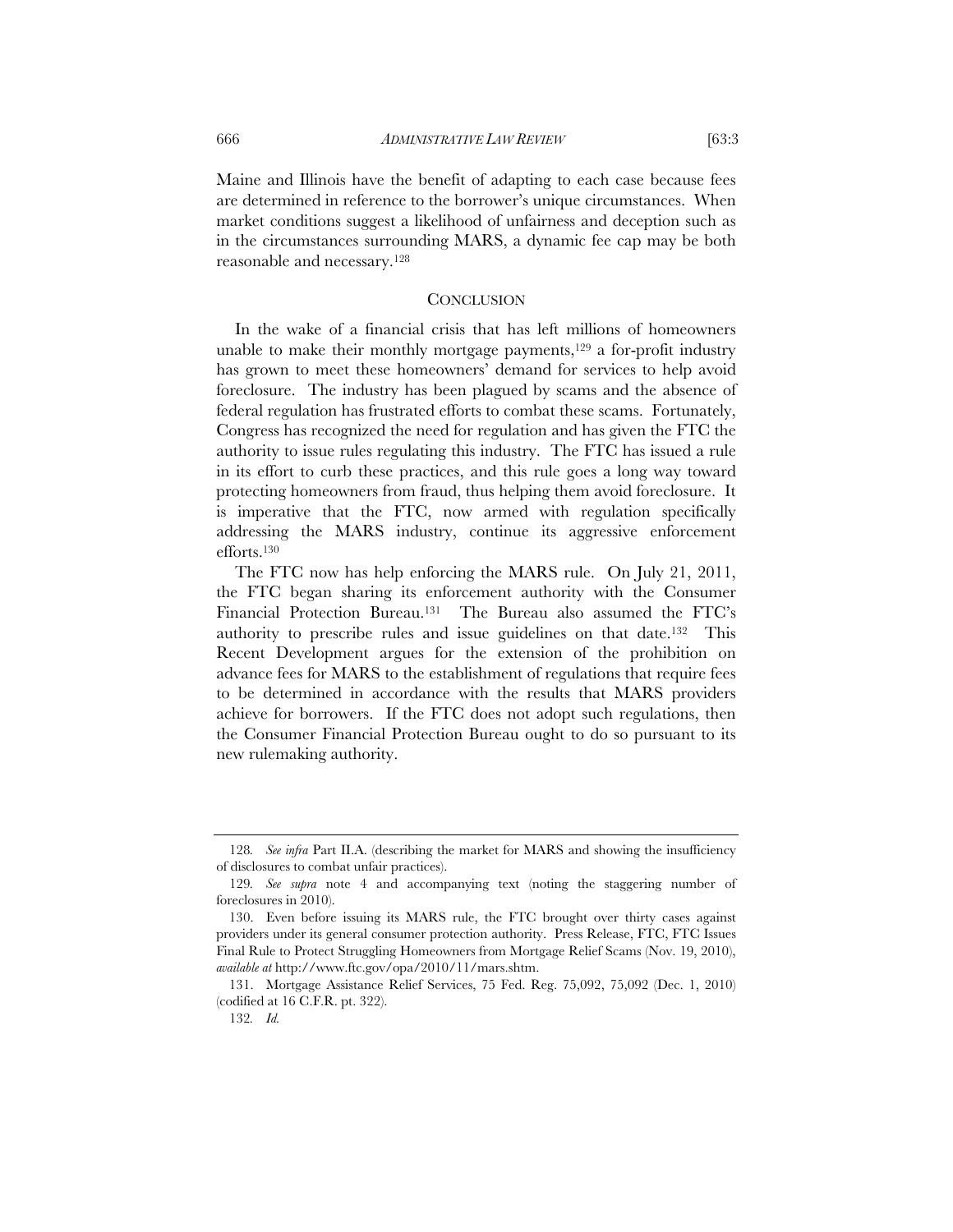Maine and Illinois have the benefit of adapting to each case because fees are determined in reference to the borrower's unique circumstances. When market conditions suggest a likelihood of unfairness and deception such as in the circumstances surrounding MARS, a dynamic fee cap may be both reasonable and necessary.[128]

## CONCLUSION

In the wake of a financial crisis that has left millions of homeowners unable to make their monthly mortgage payments,[129] a for-profit industry has grown to meet these homeowners' demand for services to help avoid foreclosure. The industry has been plagued by scams and the absence of federal regulation has frustrated efforts to combat these scams. Fortunately, Congress has recognized the need for regulation and has given the FTC the authority to issue rules regulating this industry. The FTC has issued a rule in its effort to curb these practices, and this rule goes a long way toward protecting homeowners from fraud, thus helping them avoid foreclosure. It is imperative that the FTC, now armed with regulation specifically addressing the MARS industry, continue its aggressive enforcement efforts.[130]

The FTC now has help enforcing the MARS rule. On July 21, 2011, the FTC began sharing its enforcement authority with the Consumer Financial Protection Bureau.[131] The Bureau also assumed the FTC's authority to prescribe rules and issue guidelines on that date.[132] This Recent Development argues for the extension of the prohibition on advance fees for MARS to the establishment of regulations that require fees to be determined in accordance with the results that MARS providers achieve for borrowers. If the FTC does not adopt such regulations, then the Consumer Financial Protection Bureau ought to do so pursuant to its new rulemaking authority.

---

128. *See infra* Part II.A. (describing the market for MARS and showing the insufficiency of disclosures to combat unfair practices).

129. *See supra* note 4 and accompanying text (noting the staggering number of foreclosures in 2010).

130. Even before issuing its MARS rule, the FTC brought over thirty cases against providers under its general consumer protection authority. Press Release, FTC, FTC Issues Final Rule to Protect Struggling Homeowners from Mortgage Relief Scams (Nov. 19, 2010), *available at* http://www.ftc.gov/opa/2010/11/mars.shtm.

131. Mortgage Assistance Relief Services, 75 Fed. Reg. 75,092, 75,092 (Dec. 1, 2010) (codified at 16 C.F.R. pt. 322).

132. *Id.*